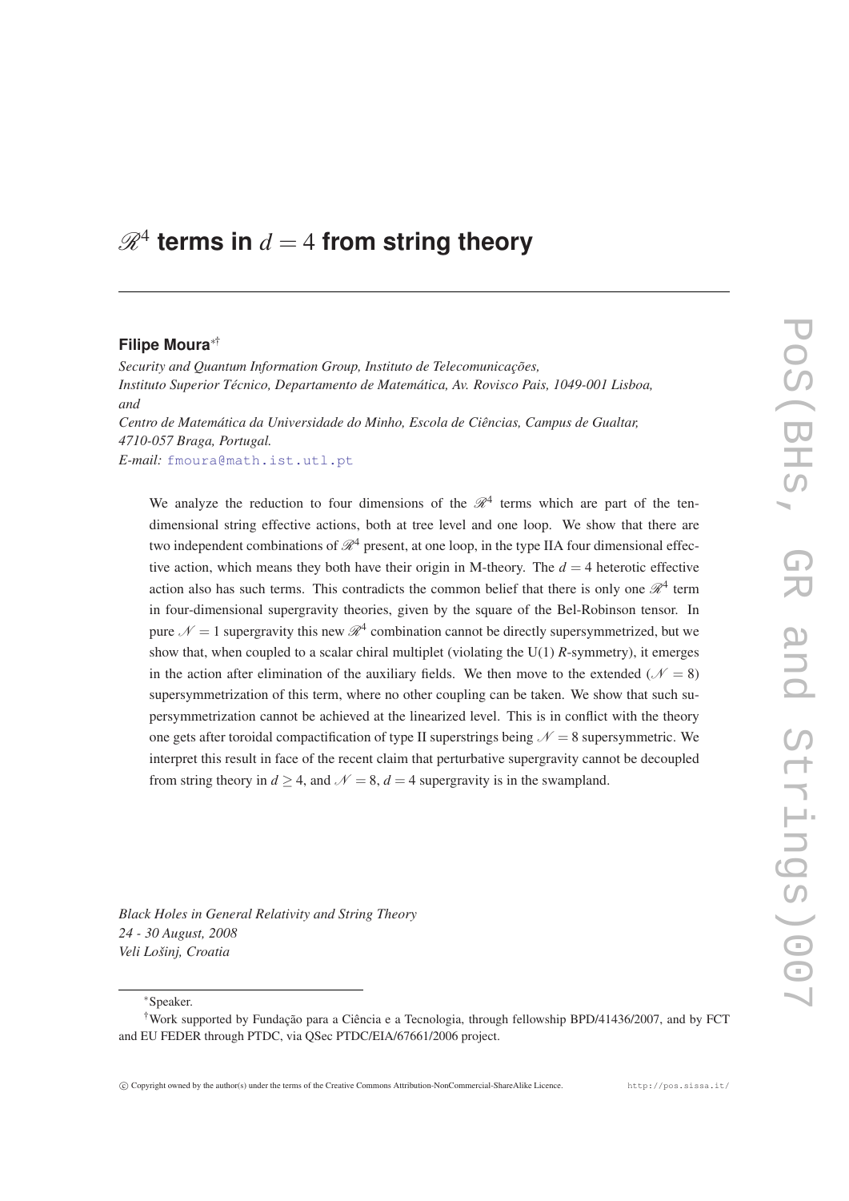# $\mathscr{R}^4$ terms in $d = 4$ from string theory

**Filipe Moura**[∗†]

*Security and Quantum Information Group, Instituto de Telecomunicações,*
*Instituto Superior Técnico, Departamento de Matemática, Av. Rovisco Pais, 1049-001 Lisboa,*
*and*
*Centro de Matemática da Universidade do Minho, Escola de Ciências, Campus de Gualtar,*
*4710-057 Braga, Portugal.*
*E-mail:* fmoura@math.ist.utl.pt

We analyze the reduction to four dimensions of the $\mathscr{R}^4$ terms which are part of the ten-dimensional string effective actions, both at tree level and one loop. We show that there are two independent combinations of $\mathscr{R}^4$ present, at one loop, in the type IIA four dimensional effective action, which means they both have their origin in M-theory. The $d = 4$ heterotic effective action also has such terms. This contradicts the common belief that there is only one $\mathscr{R}^4$ term in four-dimensional supergravity theories, given by the square of the Bel-Robinson tensor. In pure $\mathscr{N} = 1$ supergravity this new $\mathscr{R}^4$ combination cannot be directly supersymmetrized, but we show that, when coupled to a scalar chiral multiplet (violating the U(1) *R*-symmetry), it emerges in the action after elimination of the auxiliary fields. We then move to the extended ($\mathscr{N} = 8$) supersymmetrization of this term, where no other coupling can be taken. We show that such supersymmetrization cannot be achieved at the linearized level. This is in conflict with the theory one gets after toroidal compactification of type II superstrings being $\mathscr{N} = 8$ supersymmetric. We interpret this result in face of the recent claim that perturbative supergravity cannot be decoupled from string theory in $d \geq 4$, and $\mathscr{N} = 8$, $d = 4$ supergravity is in the swampland.

*Black Holes in General Relativity and String Theory*
*24 - 30 August, 2008*
*Veli Lošinj, Croatia*

∗Speaker.

†Work supported by Fundação para a Ciência e a Tecnologia, through fellowship BPD/41436/2007, and by FCT and EU FEDER through PTDC, via QSec PTDC/EIA/67661/2006 project.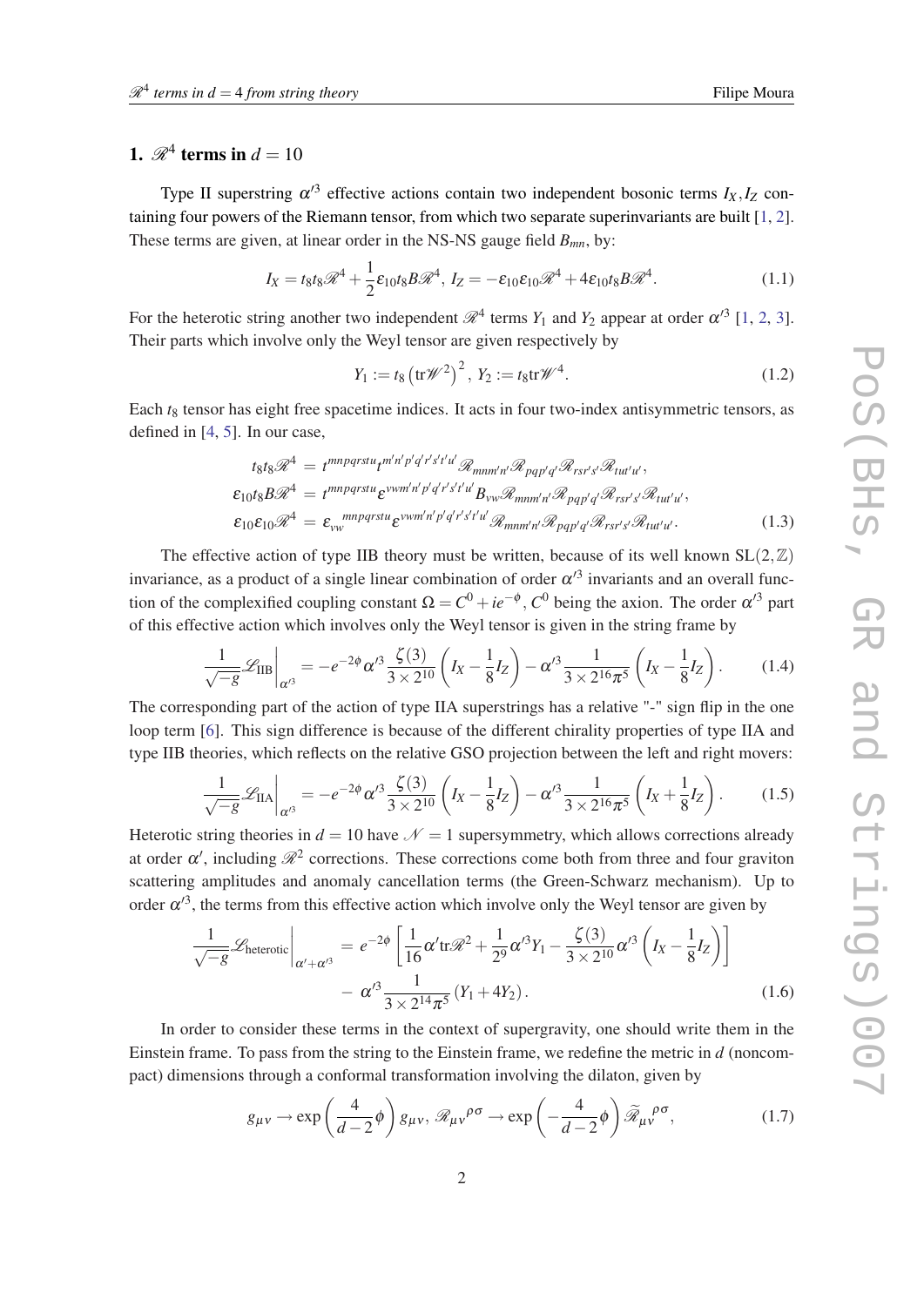## 1. $\mathscr{R}^4$ terms in $d = 10$

Type II superstring $\alpha'^3$ effective actions contain two independent bosonic terms $I_X, I_Z$ containing four powers of the Riemann tensor, from which two separate superinvariants are built [1, 2]. These terms are given, at linear order in the NS-NS gauge field $B_{mn}$, by:

$$I_X = t_8 t_8 \mathscr{R}^4 + \frac{1}{2}\varepsilon_{10} t_8 B \mathscr{R}^4,\ I_Z = -\varepsilon_{10}\varepsilon_{10}\mathscr{R}^4 + 4\varepsilon_{10} t_8 B \mathscr{R}^4. \tag{1.1}$$

For the heterotic string another two independent $\mathscr{R}^4$ terms $Y_1$ and $Y_2$ appear at order $\alpha'^3$ [1, 2, 3]. Their parts which involve only the Weyl tensor are given respectively by

$$Y_1 := t_8 \left(\mathrm{tr}\mathscr{W}^2\right)^2,\ Y_2 := t_8 \mathrm{tr}\mathscr{W}^4. \tag{1.2}$$

Each $t_8$ tensor has eight free spacetime indices. It acts in four two-index antisymmetric tensors, as defined in [4, 5]. In our case,

$$\begin{aligned}
t_8 t_8 \mathscr{R}^4 &= t^{mnpqrstu} t^{m'n'p'q'r's't'u'} \mathscr{R}_{mnm'n'} \mathscr{R}_{pqp'q'} \mathscr{R}_{rsr's'} \mathscr{R}_{tut'u'},\\
\varepsilon_{10} t_8 B \mathscr{R}^4 &= t^{mnpqrstu} \varepsilon^{vwm'n'p'q'r's't'u'} B_{vw} \mathscr{R}_{mnm'n'} \mathscr{R}_{pqp'q'} \mathscr{R}_{rsr's'} \mathscr{R}_{tut'u'},\\
\varepsilon_{10}\varepsilon_{10} \mathscr{R}^4 &= \varepsilon_{vw}{}^{mnpqrstu} \varepsilon^{vwm'n'p'q'r's't'u'} \mathscr{R}_{mnm'n'} \mathscr{R}_{pqp'q'} \mathscr{R}_{rsr's'} \mathscr{R}_{tut'u'}.
\end{aligned} \tag{1.3}$$

The effective action of type IIB theory must be written, because of its well known $\mathrm{SL}(2,\mathbb{Z})$ invariance, as a product of a single linear combination of order $\alpha'^3$ invariants and an overall function of the complexified coupling constant $\Omega = C^0 + ie^{-\phi}$, $C^0$ being the axion. The order $\alpha'^3$ part of this effective action which involves only the Weyl tensor is given in the string frame by

$$\left.\frac{1}{\sqrt{-g}}\mathscr{L}_{\mathrm{IIB}}\right|_{\alpha'^3} = -e^{-2\phi}\alpha'^3 \frac{\zeta(3)}{3\times 2^{10}}\left(I_X - \frac{1}{8}I_Z\right) - \alpha'^3 \frac{1}{3\times 2^{16}\pi^5}\left(I_X - \frac{1}{8}I_Z\right). \tag{1.4}$$

The corresponding part of the action of type IIA superstrings has a relative "-" sign flip in the one loop term [6]. This sign difference is because of the different chirality properties of type IIA and type IIB theories, which reflects on the relative GSO projection between the left and right movers:

$$\left.\frac{1}{\sqrt{-g}}\mathscr{L}_{\mathrm{IIA}}\right|_{\alpha'^3} = -e^{-2\phi}\alpha'^3 \frac{\zeta(3)}{3\times 2^{10}}\left(I_X - \frac{1}{8}I_Z\right) - \alpha'^3 \frac{1}{3\times 2^{16}\pi^5}\left(I_X + \frac{1}{8}I_Z\right). \tag{1.5}$$

Heterotic string theories in $d = 10$ have $\mathscr{N} = 1$ supersymmetry, which allows corrections already at order $\alpha'$, including $\mathscr{R}^2$ corrections. These corrections come both from three and four graviton scattering amplitudes and anomaly cancellation terms (the Green-Schwarz mechanism). Up to order $\alpha'^3$, the terms from this effective action which involve only the Weyl tensor are given by

$$\begin{aligned}
\left.\frac{1}{\sqrt{-g}}\mathscr{L}_{\mathrm{heterotic}}\right|_{\alpha'+\alpha'^3} &= e^{-2\phi}\left[\frac{1}{16}\alpha' \mathrm{tr}\mathscr{R}^2 + \frac{1}{2^9}\alpha'^3 Y_1 - \frac{\zeta(3)}{3\times 2^{10}}\alpha'^3\left(I_X - \frac{1}{8}I_Z\right)\right]\\
&- \alpha'^3 \frac{1}{3\times 2^{14}\pi^5}\left(Y_1 + 4Y_2\right).
\end{aligned} \tag{1.6}$$

In order to consider these terms in the context of supergravity, one should write them in the Einstein frame. To pass from the string to the Einstein frame, we redefine the metric in $d$ (noncompact) dimensions through a conformal transformation involving the dilaton, given by

$$g_{\mu\nu} \to \exp\left(\frac{4}{d-2}\phi\right) g_{\mu\nu},\ \mathscr{R}_{\mu\nu}{}^{\rho\sigma} \to \exp\left(-\frac{4}{d-2}\phi\right)\widetilde{\mathscr{R}}_{\mu\nu}{}^{\rho\sigma}, \tag{1.7}$$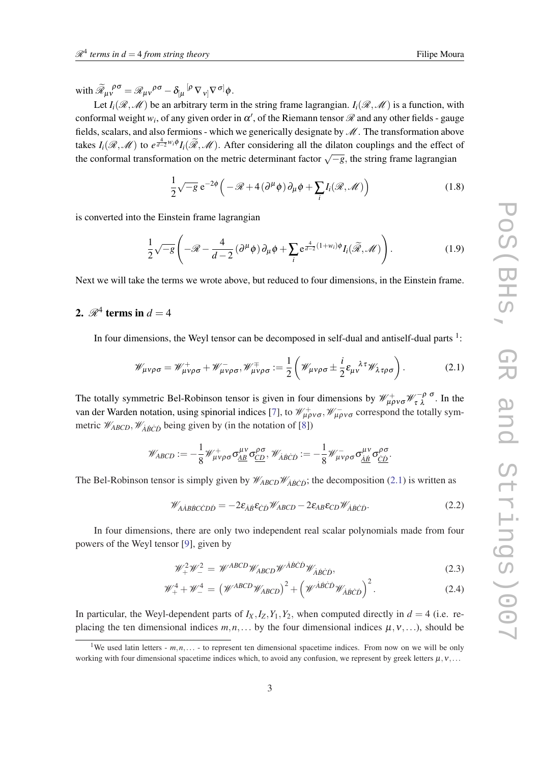with $\widetilde{\mathscr{R}}_{\mu\nu}{}^{\rho\sigma} = \mathscr{R}_{\mu\nu}{}^{\rho\sigma} - \delta_{[\mu}{}^{[\rho}\nabla_{\nu]}\nabla^{\sigma]}\phi$.

Let $I_i(\mathscr{R},\mathscr{M})$ be an arbitrary term in the string frame lagrangian. $I_i(\mathscr{R},\mathscr{M})$ is a function, with conformal weight $w_i$, of any given order in $\alpha'$, of the Riemann tensor $\mathscr{R}$ and any other fields - gauge fields, scalars, and also fermions - which we generically designate by $\mathscr{M}$. The transformation above takes $I_i(\mathscr{R},\mathscr{M})$ to $e^{\frac{4}{d-2}w_i\phi}I_i(\widetilde{\mathscr{R}},\mathscr{M})$. After considering all the dilaton couplings and the effect of the conformal transformation on the metric determinant factor $\sqrt{-g}$, the string frame lagrangian

$$\frac{1}{2}\sqrt{-g}\,\mathrm{e}^{-2\phi}\left(-\mathscr{R}+4\left(\partial^\mu\phi\right)\partial_\mu\phi+\sum_i I_i(\mathscr{R},\mathscr{M})\right) \tag{1.8}$$

is converted into the Einstein frame lagrangian

$$\frac{1}{2}\sqrt{-g}\left(-\mathscr{R}-\frac{4}{d-2}\left(\partial^\mu\phi\right)\partial_\mu\phi+\sum_i \mathrm{e}^{\frac{4}{d-2}(1+w_i)\phi}I_i(\widetilde{\mathscr{R}},\mathscr{M})\right). \tag{1.9}$$

Next we will take the terms we wrote above, but reduced to four dimensions, in the Einstein frame.

## 2. $\mathscr{R}^4$ terms in $d=4$

In four dimensions, the Weyl tensor can be decomposed in self-dual and antiself-dual parts [1]:

$$\mathscr{W}_{\mu\nu\rho\sigma} = \mathscr{W}^+_{\mu\nu\rho\sigma} + \mathscr{W}^-_{\mu\nu\rho\sigma}, \mathscr{W}^\mp_{\mu\nu\rho\sigma} := \frac{1}{2}\left(\mathscr{W}_{\mu\nu\rho\sigma} \pm \frac{i}{2}\varepsilon_{\mu\nu}{}^{\lambda\tau}\mathscr{W}_{\lambda\tau\rho\sigma}\right). \tag{2.1}$$

The totally symmetric Bel-Robinson tensor is given in four dimensions by $\mathscr{W}^+_{\mu\rho\nu\sigma}\mathscr{W}^{-\rho\ \sigma}_{\ \tau\ \lambda}$. In the van der Warden notation, using spinorial indices [7], to $\mathscr{W}^+_{\mu\rho\nu\sigma}, \mathscr{W}^-_{\mu\rho\nu\sigma}$ correspond the totally symmetric $\mathscr{W}_{ABCD}, \mathscr{W}_{\dot{A}\dot{B}\dot{C}\dot{D}}$ being given by (in the notation of [8])

$$\mathscr{W}_{ABCD} := -\frac{1}{8}\mathscr{W}^+_{\mu\nu\rho\sigma}\sigma^{\mu\nu}_{\underline{AB}}\sigma^{\rho\sigma}_{\underline{CD}}, \mathscr{W}_{\dot{A}\dot{B}\dot{C}\dot{D}} := -\frac{1}{8}\mathscr{W}^-_{\mu\nu\rho\sigma}\sigma^{\mu\nu}_{\underline{\dot{A}\dot{B}}}\sigma^{\rho\sigma}_{\underline{\dot{C}\dot{D}}}.$$

The Bel-Robinson tensor is simply given by $\mathscr{W}_{ABCD}\mathscr{W}_{\dot{A}\dot{B}\dot{C}\dot{D}}$; the decomposition (2.1) is written as

$$\mathscr{W}_{A\dot{A}B\dot{B}C\dot{C}D\dot{D}} = -2\varepsilon_{\dot{A}\dot{B}}\varepsilon_{\dot{C}\dot{D}}\mathscr{W}_{ABCD} - 2\varepsilon_{AB}\varepsilon_{CD}\mathscr{W}_{\dot{A}\dot{B}\dot{C}\dot{D}}. \tag{2.2}$$

In four dimensions, there are only two independent real scalar polynomials made from four powers of the Weyl tensor [9], given by

$$\mathscr{W}_+^2\mathscr{W}_-^2 = \mathscr{W}^{ABCD}\mathscr{W}_{ABCD}\mathscr{W}^{\dot{A}\dot{B}\dot{C}\dot{D}}\mathscr{W}_{\dot{A}\dot{B}\dot{C}\dot{D}}, \tag{2.3}$$

$$\mathscr{W}_+^4 + \mathscr{W}_-^4 = \left(\mathscr{W}^{ABCD}\mathscr{W}_{ABCD}\right)^2 + \left(\mathscr{W}^{\dot{A}\dot{B}\dot{C}\dot{D}}\mathscr{W}_{\dot{A}\dot{B}\dot{C}\dot{D}}\right)^2. \tag{2.4}$$

In particular, the Weyl-dependent parts of $I_X, I_Z, Y_1, Y_2$, when computed directly in $d=4$ (i.e. replacing the ten dimensional indices $m,n,\ldots$ by the four dimensional indices $\mu,\nu,\ldots$), should be

[1] We used latin letters - $m,n,\ldots$ - to represent ten dimensional spacetime indices. From now on we will be only working with four dimensional spacetime indices which, to avoid any confusion, we represent by greek letters $\mu,\nu,\ldots$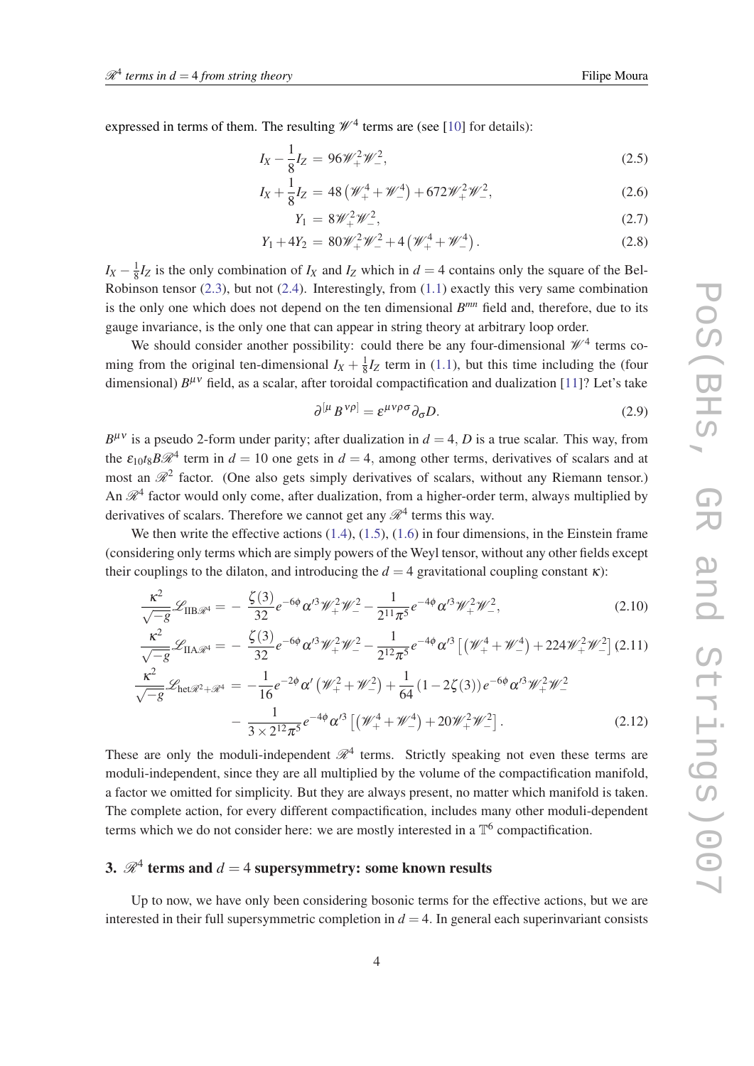expressed in terms of them. The resulting $\mathscr{W}^4$ terms are (see [10] for details):

$$I_X - \frac{1}{8}I_Z = 96\mathscr{W}_+^2\mathscr{W}_-^2, \tag{2.5}$$

$$I_X + \frac{1}{8}I_Z = 48\left(\mathscr{W}_+^4 + \mathscr{W}_-^4\right) + 672\mathscr{W}_+^2\mathscr{W}_-^2, \tag{2.6}$$

$$Y_1 = 8\mathscr{W}_+^2\mathscr{W}_-^2, \tag{2.7}$$

$$Y_1 + 4Y_2 = 80\mathscr{W}_+^2\mathscr{W}_-^2 + 4\left(\mathscr{W}_+^4 + \mathscr{W}_-^4\right). \tag{2.8}$$

$I_X - \frac{1}{8}I_Z$ is the only combination of $I_X$ and $I_Z$ which in $d=4$ contains only the square of the Bel-Robinson tensor (2.3), but not (2.4). Interestingly, from (1.1) exactly this very same combination is the only one which does not depend on the ten dimensional $B^{mn}$ field and, therefore, due to its gauge invariance, is the only one that can appear in string theory at arbitrary loop order.

We should consider another possibility: could there be any four-dimensional $\mathscr{W}^4$ terms coming from the original ten-dimensional $I_X + \frac{1}{8}I_Z$ term in (1.1), but this time including the (four dimensional) $B^{\mu\nu}$ field, as a scalar, after toroidal compactification and dualization [11]? Let's take

$$\partial^{[\mu}B^{\nu\rho]} = \varepsilon^{\mu\nu\rho\sigma}\partial_\sigma D. \tag{2.9}$$

$B^{\mu\nu}$ is a pseudo 2-form under parity; after dualization in $d=4$, $D$ is a true scalar. This way, from the $\varepsilon_{10}t_8 B\mathscr{R}^4$ term in $d=10$ one gets in $d=4$, among other terms, derivatives of scalars and at most an $\mathscr{R}^2$ factor. (One also gets simply derivatives of scalars, without any Riemann tensor.) An $\mathscr{R}^4$ factor would only come, after dualization, from a higher-order term, always multiplied by derivatives of scalars. Therefore we cannot get any $\mathscr{R}^4$ terms this way.

We then write the effective actions (1.4), (1.5), (1.6) in four dimensions, in the Einstein frame (considering only terms which are simply powers of the Weyl tensor, without any other fields except their couplings to the dilaton, and introducing the $d=4$ gravitational coupling constant $\kappa$):

$$\frac{\kappa^2}{\sqrt{-g}}\mathscr{L}_{\mathrm{IIB}\mathscr{R}^4} = -\frac{\zeta(3)}{32}e^{-6\phi}\alpha'^3\mathscr{W}_+^2\mathscr{W}_-^2 - \frac{1}{2^{11}\pi^5}e^{-4\phi}\alpha'^3\mathscr{W}_+^2\mathscr{W}_-^2, \tag{2.10}$$

$$\frac{\kappa^2}{\sqrt{-g}}\mathscr{L}_{\mathrm{IIA}\mathscr{R}^4} = -\frac{\zeta(3)}{32}e^{-6\phi}\alpha'^3\mathscr{W}_+^2\mathscr{W}_-^2 - \frac{1}{2^{12}\pi^5}e^{-4\phi}\alpha'^3\left[\left(\mathscr{W}_+^4 + \mathscr{W}_-^4\right) + 224\mathscr{W}_+^2\mathscr{W}_-^2\right] \tag{2.11}$$

$$\begin{aligned}\frac{\kappa^2}{\sqrt{-g}}\mathscr{L}_{\mathrm{het}\mathscr{R}^2+\mathscr{R}^4} = & -\frac{1}{16}e^{-2\phi}\alpha'\left(\mathscr{W}_+^2 + \mathscr{W}_-^2\right) + \frac{1}{64}\left(1 - 2\zeta(3)\right)e^{-6\phi}\alpha'^3\mathscr{W}_+^2\mathscr{W}_-^2 \\ & - \frac{1}{3\times 2^{12}\pi^5}e^{-4\phi}\alpha'^3\left[\left(\mathscr{W}_+^4 + \mathscr{W}_-^4\right) + 20\mathscr{W}_+^2\mathscr{W}_-^2\right].\end{aligned} \tag{2.12}$$

These are only the moduli-independent $\mathscr{R}^4$ terms. Strictly speaking not even these terms are moduli-independent, since they are all multiplied by the volume of the compactification manifold, a factor we omitted for simplicity. But they are always present, no matter which manifold is taken. The complete action, for every different compactification, includes many other moduli-dependent terms which we do not consider here: we are mostly interested in a $\mathbb{T}^6$ compactification.

## 3. $\mathscr{R}^4$ terms and $d=4$ supersymmetry: some known results

Up to now, we have only been considering bosonic terms for the effective actions, but we are interested in their full supersymmetric completion in $d=4$. In general each superinvariant consists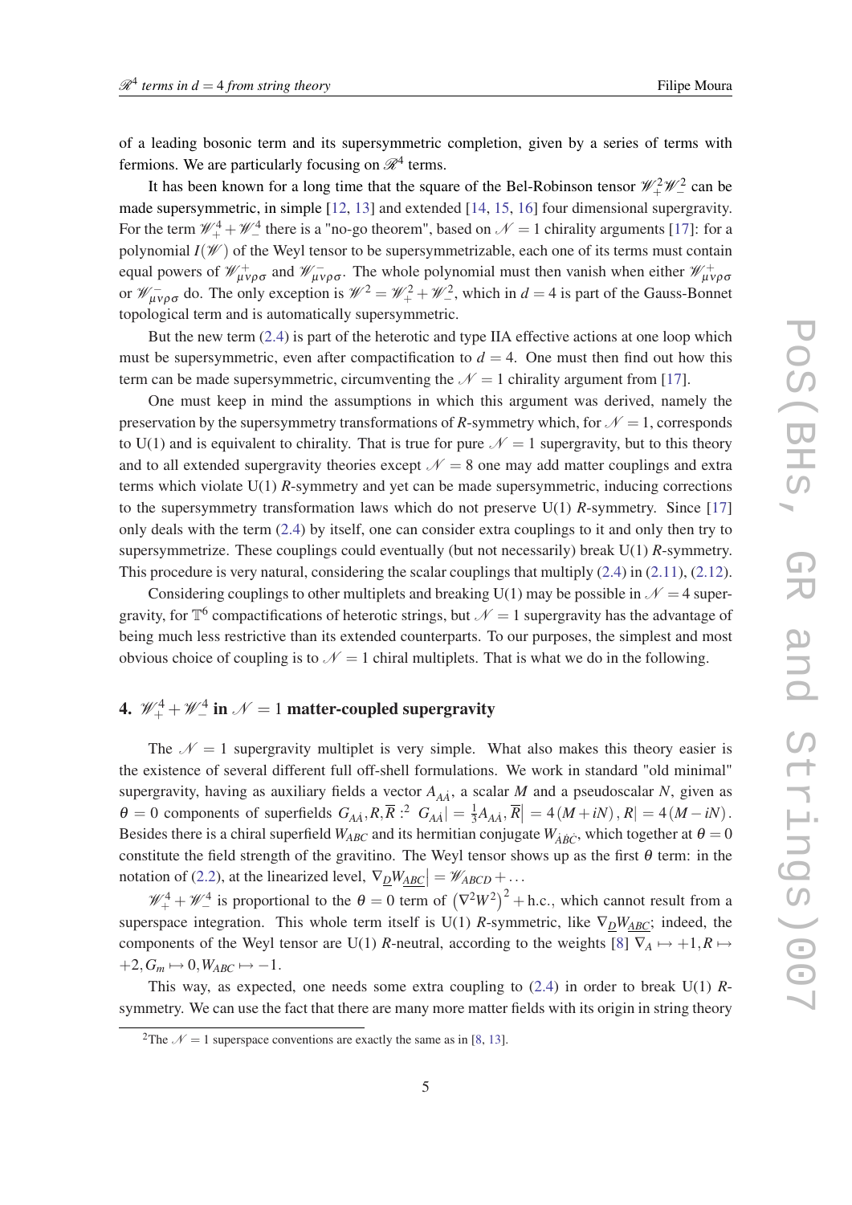of a leading bosonic term and its supersymmetric completion, given by a series of terms with fermions. We are particularly focusing on $\mathscr{R}^4$ terms.

It has been known for a long time that the square of the Bel-Robinson tensor $\mathscr{W}_+^2 \mathscr{W}_-^2$ can be made supersymmetric, in simple [12, 13] and extended [14, 15, 16] four dimensional supergravity. For the term $\mathscr{W}_+^4 + \mathscr{W}_-^4$ there is a "no-go theorem", based on $\mathscr{N}=1$ chirality arguments [17]: for a polynomial $I(\mathscr{W})$ of the Weyl tensor to be supersymmetrizable, each one of its terms must contain equal powers of $\mathscr{W}^+_{\mu\nu\rho\sigma}$ and $\mathscr{W}^-_{\mu\nu\rho\sigma}$. The whole polynomial must then vanish when either $\mathscr{W}^+_{\mu\nu\rho\sigma}$ or $\mathscr{W}^-_{\mu\nu\rho\sigma}$ do. The only exception is $\mathscr{W}^2 = \mathscr{W}_+^2 + \mathscr{W}_-^2$, which in $d=4$ is part of the Gauss-Bonnet topological term and is automatically supersymmetric.

But the new term (2.4) is part of the heterotic and type IIA effective actions at one loop which must be supersymmetric, even after compactification to $d=4$. One must then find out how this term can be made supersymmetric, circumventing the $\mathscr{N}=1$ chirality argument from [17].

One must keep in mind the assumptions in which this argument was derived, namely the preservation by the supersymmetry transformations of $R$-symmetry which, for $\mathscr{N}=1$, corresponds to U(1) and is equivalent to chirality. That is true for pure $\mathscr{N}=1$ supergravity, but to this theory and to all extended supergravity theories except $\mathscr{N}=8$ one may add matter couplings and extra terms which violate U(1) $R$-symmetry and yet can be made supersymmetric, inducing corrections to the supersymmetry transformation laws which do not preserve U(1) $R$-symmetry. Since [17] only deals with the term (2.4) by itself, one can consider extra couplings to it and only then try to supersymmetrize. These couplings could eventually (but not necessarily) break U(1) $R$-symmetry. This procedure is very natural, considering the scalar couplings that multiply (2.4) in (2.11), (2.12).

Considering couplings to other multiplets and breaking U(1) may be possible in $\mathscr{N}=4$ supergravity, for $\mathbb{T}^6$ compactifications of heterotic strings, but $\mathscr{N}=1$ supergravity has the advantage of being much less restrictive than its extended counterparts. To our purposes, the simplest and most obvious choice of coupling is to $\mathscr{N}=1$ chiral multiplets. That is what we do in the following.

## 4. $\mathscr{W}_+^4 + \mathscr{W}_-^4$ in $\mathscr{N}=1$ matter-coupled supergravity

The $\mathscr{N}=1$ supergravity multiplet is very simple. What also makes this theory easier is the existence of several different full off-shell formulations. We work in standard "old minimal" supergravity, having as auxiliary fields a vector $A_{A\dot{A}}$, a scalar $M$ and a pseudoscalar $N$, given as $\theta=0$ components of superfields $G_{A\dot{A}}, R, \overline{R}$ :[2] $G_{A\dot{A}}\big| = \frac{1}{3} A_{A\dot{A}}, \overline{R}\big| = 4(M+iN), R\big| = 4(M-iN)$. Besides there is a chiral superfield $W_{ABC}$ and its hermitian conjugate $W_{\dot{A}\dot{B}\dot{C}}$, which together at $\theta=0$ constitute the field strength of the gravitino. The Weyl tensor shows up as the first $\theta$ term: in the notation of (2.2), at the linearized level, $\nabla_{\underline{D}} W_{\underline{ABC}}\big| = \mathscr{W}_{ABCD} + \ldots$

$\mathscr{W}_+^4 + \mathscr{W}_-^4$ is proportional to the $\theta=0$ term of $\left(\nabla^2 W^2\right)^2 + \text{h.c.}$, which cannot result from a superspace integration. This whole term itself is U(1) $R$-symmetric, like $\nabla_{\underline{D}} W_{\underline{ABC}}$; indeed, the components of the Weyl tensor are U(1) $R$-neutral, according to the weights [8] $\nabla_A \mapsto +1, R \mapsto +2, G_m \mapsto 0, W_{ABC} \mapsto -1$.

This way, as expected, one needs some extra coupling to (2.4) in order to break U(1) $R$-symmetry. We can use the fact that there are many more matter fields with its origin in string theory

[2] The $\mathscr{N}=1$ superspace conventions are exactly the same as in [8, 13].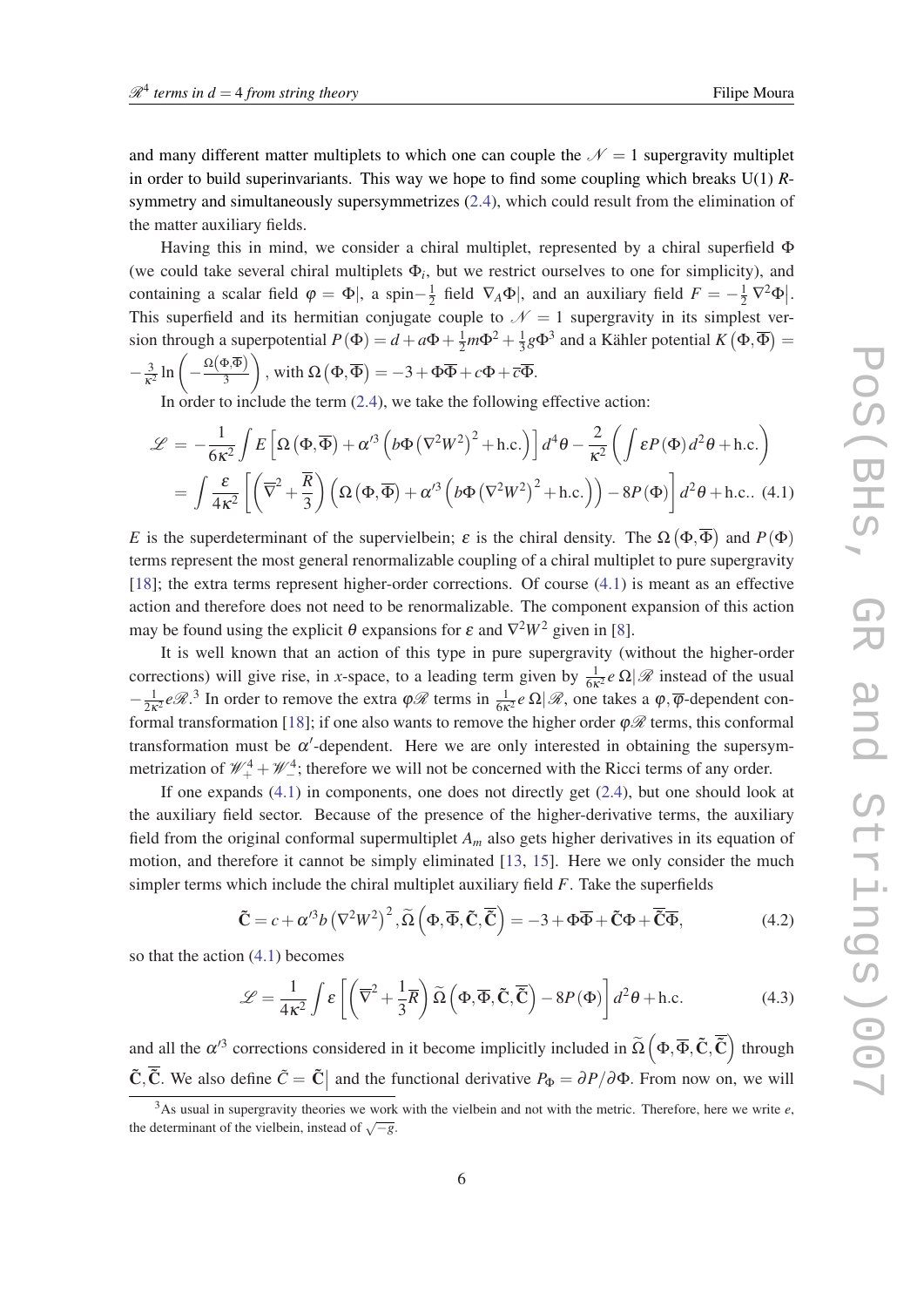and many different matter multiplets to which one can couple the $\mathcal{N}=1$ supergravity multiplet in order to build superinvariants. This way we hope to find some coupling which breaks U(1) $R$-symmetry and simultaneously supersymmetrizes (2.4), which could result from the elimination of the matter auxiliary fields.

Having this in mind, we consider a chiral multiplet, represented by a chiral superfield $\Phi$ (we could take several chiral multiplets $\Phi_i$, but we restrict ourselves to one for simplicity), and containing a scalar field $\varphi = \Phi|$, a spin$-\frac{1}{2}$ field $\nabla_A \Phi|$, and an auxiliary field $F = -\frac{1}{2}\nabla^2\Phi\big|$. This superfield and its hermitian conjugate couple to $\mathcal{N}=1$ supergravity in its simplest version through a superpotential $P(\Phi) = d + a\Phi + \frac{1}{2}m\Phi^2 + \frac{1}{3}g\Phi^3$ and a Kähler potential $K\left(\Phi,\overline{\Phi}\right) = -\frac{3}{\kappa^2}\ln\left(-\frac{\Omega\left(\Phi,\overline{\Phi}\right)}{3}\right)$, with $\Omega\left(\Phi,\overline{\Phi}\right) = -3 + \Phi\overline{\Phi} + c\Phi + \overline{c}\overline{\Phi}$.

In order to include the term (2.4), we take the following effective action:

$$\begin{aligned}
\mathcal{L} &= -\frac{1}{6\kappa^2}\int E\left[\Omega\left(\Phi,\overline{\Phi}\right) + \alpha'^3\left(b\Phi\left(\nabla^2W^2\right)^2 + \text{h.c.}\right)\right]d^4\theta - \frac{2}{\kappa^2}\left(\int \varepsilon P(\Phi)\, d^2\theta + \text{h.c.}\right) \\
&= \int \frac{\varepsilon}{4\kappa^2}\left[\left(\overline{\nabla}^2 + \frac{\overline{R}}{3}\right)\left(\Omega\left(\Phi,\overline{\Phi}\right) + \alpha'^3\left(b\Phi\left(\nabla^2W^2\right)^2 + \text{h.c.}\right)\right) - 8P(\Phi)\right]d^2\theta + \text{h.c.}. \quad (4.1)
\end{aligned}$$

$E$ is the superdeterminant of the supervielbein; $\varepsilon$ is the chiral density. The $\Omega\left(\Phi,\overline{\Phi}\right)$ and $P(\Phi)$ terms represent the most general renormalizable coupling of a chiral multiplet to pure supergravity [18]; the extra terms represent higher-order corrections. Of course (4.1) is meant as an effective action and therefore does not need to be renormalizable. The component expansion of this action may be found using the explicit $\theta$ expansions for $\varepsilon$ and $\nabla^2W^2$ given in [8].

It is well known that an action of this type in pure supergravity (without the higher-order corrections) will give rise, in $x$-space, to a leading term given by $\frac{1}{6\kappa^2}e\,\Omega|\mathscr{R}$ instead of the usual $-\frac{1}{2\kappa^2}e\mathscr{R}$.[3] In order to remove the extra $\varphi\mathscr{R}$ terms in $\frac{1}{6\kappa^2}e\,\Omega|\mathscr{R}$, one takes a $\varphi,\overline{\varphi}$-dependent conformal transformation [18]; if one also wants to remove the higher order $\varphi\mathscr{R}$ terms, this conformal transformation must be $\alpha'$-dependent. Here we are only interested in obtaining the supersymmetrization of $\mathscr{W}_+^4 + \mathscr{W}_-^4$; therefore we will not be concerned with the Ricci terms of any order.

If one expands (4.1) in components, one does not directly get (2.4), but one should look at the auxiliary field sector. Because of the presence of the higher-derivative terms, the auxiliary field from the original conformal supermultiplet $A_m$ also gets higher derivatives in its equation of motion, and therefore it cannot be simply eliminated [13, 15]. Here we only consider the much simpler terms which include the chiral multiplet auxiliary field $F$. Take the superfields

$$\tilde{\mathbf{C}} = c + \alpha'^3 b\left(\nabla^2W^2\right)^2, \widetilde{\Omega}\left(\Phi,\overline{\Phi},\tilde{\mathbf{C}},\overline{\tilde{\mathbf{C}}}\right) = -3 + \Phi\overline{\Phi} + \tilde{\mathbf{C}}\Phi + \overline{\tilde{\mathbf{C}}}\overline{\Phi}, \quad (4.2)$$

so that the action (4.1) becomes

$$\mathcal{L} = \frac{1}{4\kappa^2}\int \varepsilon\left[\left(\overline{\nabla}^2 + \frac{1}{3}\overline{R}\right)\widetilde{\Omega}\left(\Phi,\overline{\Phi},\tilde{\mathbf{C}},\overline{\tilde{\mathbf{C}}}\right) - 8P(\Phi)\right]d^2\theta + \text{h.c.} \quad (4.3)$$

and all the $\alpha'^3$ corrections considered in it become implicitly included in $\widetilde{\Omega}\left(\Phi,\overline{\Phi},\tilde{\mathbf{C}},\overline{\tilde{\mathbf{C}}}\right)$ through $\tilde{\mathbf{C}},\overline{\tilde{\mathbf{C}}}$. We also define $\tilde{C} = \tilde{\mathbf{C}}\big|$ and the functional derivative $P_\Phi = \partial P/\partial\Phi$. From now on, we will

[3] As usual in supergravity theories we work with the vielbein and not with the metric. Therefore, here we write $e$, the determinant of the vielbein, instead of $\sqrt{-g}$.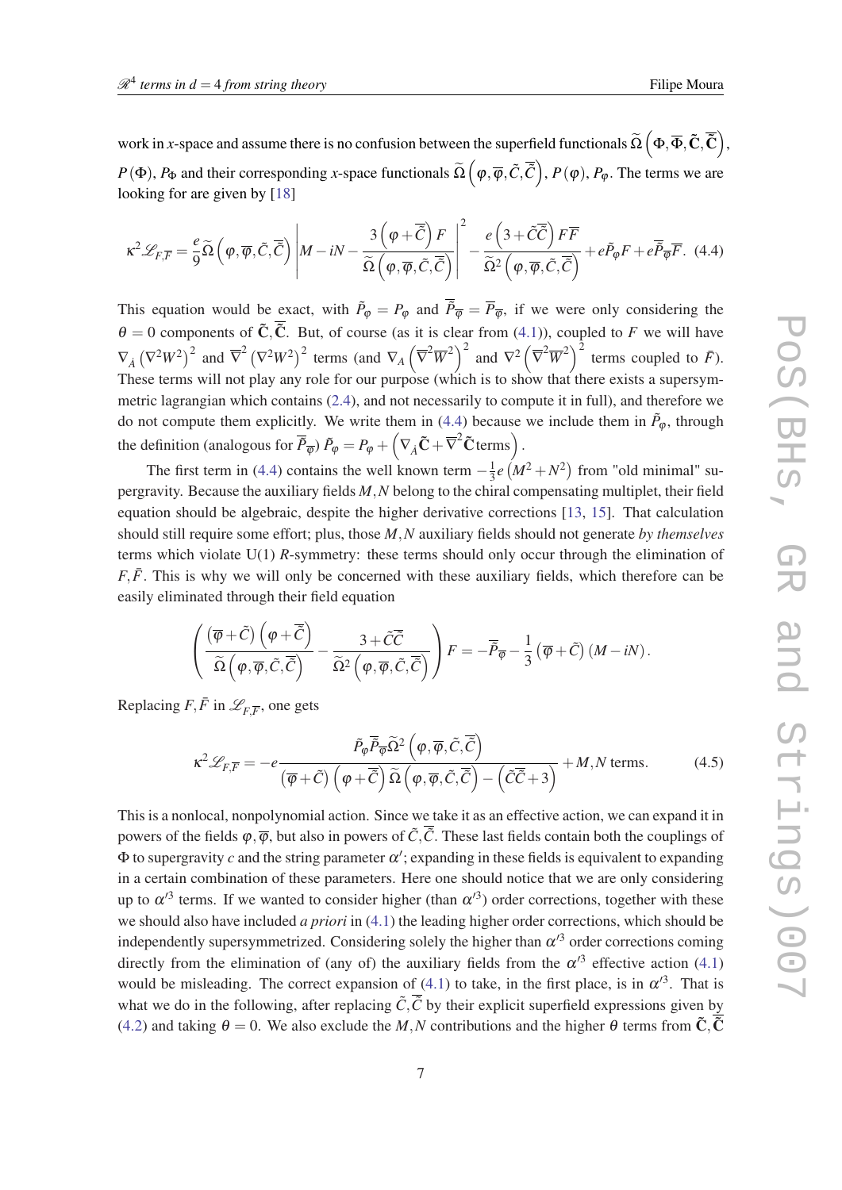work in $x$-space and assume there is no confusion between the superfield functionals $\widetilde{\Omega}\left(\Phi,\overline{\Phi},\tilde{\mathbf{C}},\overline{\tilde{\mathbf{C}}}\right)$, $P(\Phi)$, $P_\Phi$ and their corresponding $x$-space functionals $\widetilde{\Omega}\left(\varphi,\overline{\varphi},\tilde{C},\overline{\tilde{C}}\right)$, $P(\varphi)$, $P_\varphi$. The terms we are looking for are given by [18]

$$\kappa^2 \mathscr{L}_{F,\overline{F}} = \frac{e}{9}\widetilde{\Omega}\left(\varphi,\overline{\varphi},\tilde{C},\overline{\tilde{C}}\right)\left| M - iN - \frac{3\left(\varphi+\overline{\tilde{C}}\right)F}{\widetilde{\Omega}\left(\varphi,\overline{\varphi},\tilde{C},\overline{\tilde{C}}\right)}\right|^2 - \frac{e\left(3+\tilde{C}\overline{\tilde{C}}\right)F\overline{F}}{\widetilde{\Omega}^2\left(\varphi,\overline{\varphi},\tilde{C},\overline{\tilde{C}}\right)} + e\tilde{P}_\varphi F + e\overline{\tilde{P}}_{\overline{\varphi}}\overline{F}. \quad (4.4)$$

This equation would be exact, with $\tilde{P}_\varphi = P_\varphi$ and $\overline{\tilde{P}}_{\overline{\varphi}} = \overline{P}_{\overline{\varphi}}$, if we were only considering the $\theta = 0$ components of $\tilde{\mathbf{C}},\overline{\tilde{\mathbf{C}}}$. But, of course (as it is clear from (4.1)), coupled to $F$ we will have $\nabla_{\dot{A}}\left(\nabla^2 W^2\right)^2$ and $\overline{\nabla}^2\left(\nabla^2 W^2\right)^2$ terms (and $\nabla_A\left(\overline{\nabla}^2\overline{W}^2\right)^2$ and $\nabla^2\left(\overline{\nabla}^2\overline{W}^2\right)^2$ terms coupled to $\bar{F}$). These terms will not play any role for our purpose (which is to show that there exists a supersymmetric lagrangian which contains (2.4), and not necessarily to compute it in full), and therefore we do not compute them explicitly. We write them in (4.4) because we include them in $\tilde{P}_\varphi$, through the definition (analogous for $\overline{\tilde{P}}_{\overline{\varphi}}$) $\tilde{P}_\varphi = P_\varphi + \left(\nabla_{\dot{A}}\tilde{\mathbf{C}} + \overline{\nabla}^2\tilde{\mathbf{C}}\,\text{terms}\right)$.

The first term in (4.4) contains the well known term $-\frac{1}{3}e\left(M^2+N^2\right)$ from "old minimal" supergravity. Because the auxiliary fields $M,N$ belong to the chiral compensating multiplet, their field equation should be algebraic, despite the higher derivative corrections [13, 15]. That calculation should still require some effort; plus, those $M,N$ auxiliary fields should not generate *by themselves* terms which violate U(1) $R$-symmetry: these terms should only occur through the elimination of $F,\bar{F}$. This is why we will only be concerned with these auxiliary fields, which therefore can be easily eliminated through their field equation

$$\left(\frac{\left(\overline{\varphi}+\tilde{C}\right)\left(\varphi+\overline{\tilde{C}}\right)}{\widetilde{\Omega}\left(\varphi,\overline{\varphi},\tilde{C},\overline{\tilde{C}}\right)} - \frac{3+\tilde{C}\overline{\tilde{C}}}{\widetilde{\Omega}^2\left(\varphi,\overline{\varphi},\tilde{C},\overline{\tilde{C}}\right)}\right)F = -\overline{\tilde{P}}_{\overline{\varphi}} - \frac{1}{3}\left(\overline{\varphi}+\tilde{C}\right)\left(M-iN\right).$$

Replacing $F,\bar{F}$ in $\mathscr{L}_{F,\overline{F}}$, one gets

$$\kappa^2 \mathscr{L}_{F,\overline{F}} = -e\frac{\tilde{P}_\varphi\overline{\tilde{P}}_{\overline{\varphi}}\widetilde{\Omega}^2\left(\varphi,\overline{\varphi},\tilde{C},\overline{\tilde{C}}\right)}{\left(\overline{\varphi}+\tilde{C}\right)\left(\varphi+\overline{\tilde{C}}\right)\widetilde{\Omega}\left(\varphi,\overline{\varphi},\tilde{C},\overline{\tilde{C}}\right) - \left(\tilde{C}\overline{\tilde{C}}+3\right)} + M,N\text{ terms}. \quad (4.5)$$

This is a nonlocal, nonpolynomial action. Since we take it as an effective action, we can expand it in powers of the fields $\varphi,\overline{\varphi}$, but also in powers of $\tilde{C},\overline{\tilde{C}}$. These last fields contain both the couplings of $\Phi$ to supergravity $c$ and the string parameter $\alpha'$; expanding in these fields is equivalent to expanding in a certain combination of these parameters. Here one should notice that we are only considering up to $\alpha'^3$ terms. If we wanted to consider higher (than $\alpha'^3$) order corrections, together with these we should also have included *a priori* in (4.1) the leading higher order corrections, which should be independently supersymmetrized. Considering solely the higher than $\alpha'^3$ order corrections coming directly from the elimination of (any of) the auxiliary fields from the $\alpha'^3$ effective action (4.1) would be misleading. The correct expansion of (4.1) to take, in the first place, is in $\alpha'^3$. That is what we do in the following, after replacing $\tilde{C},\overline{\tilde{C}}$ by their explicit superfield expressions given by (4.2) and taking $\theta = 0$. We also exclude the $M,N$ contributions and the higher $\theta$ terms from $\tilde{\mathbf{C}},\overline{\tilde{\mathbf{C}}}$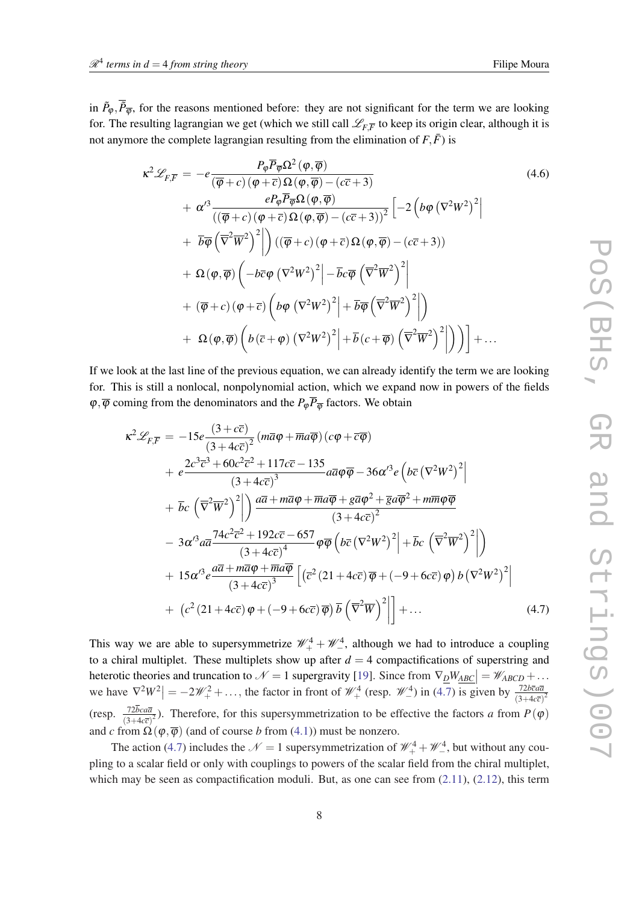in $\tilde{P}_\varphi, \overline{\tilde{P}}_{\overline{\varphi}}$, for the reasons mentioned before: they are not significant for the term we are looking for. The resulting lagrangian we get (which we still call $\mathscr{L}_{F,\overline{F}}$ to keep its origin clear, although it is not anymore the complete lagrangian resulting from the elimination of $F,\bar{F}$) is

$$
\begin{aligned}
\kappa^2 \mathscr{L}_{F,\overline{F}} &= -e\frac{P_\varphi \overline{P}_{\overline{\varphi}} \Omega^2(\varphi,\overline{\varphi})}{(\overline{\varphi}+c)(\varphi+\overline{c})\Omega(\varphi,\overline{\varphi})-(c\overline{c}+3)} \\
&+ \alpha'^3 \frac{e P_\varphi \overline{P}_{\overline{\varphi}} \Omega(\varphi,\overline{\varphi})}{\left((\overline{\varphi}+c)(\varphi+\overline{c})\Omega(\varphi,\overline{\varphi})-(c\overline{c}+3)\right)^2}\left[-2\left(b\varphi\left(\nabla^2 W^2\right)^2\Big| \right.\right. \\
&+ \left. \overline{b}\overline{\varphi}\left(\overline{\nabla}^2\overline{W}^2\right)^2\Big|\right)\left((\overline{\varphi}+c)(\varphi+\overline{c})\Omega(\varphi,\overline{\varphi})-(c\overline{c}+3)\right) \\
&+ \Omega(\varphi,\overline{\varphi})\left(-b\overline{c}\varphi\left(\nabla^2 W^2\right)^2\Big| - \overline{b}c\overline{\varphi}\left(\overline{\nabla}^2\overline{W}^2\right)^2\Big| \right. \\
&+ (\overline{\varphi}+c)(\varphi+\overline{c})\left(b\varphi\left(\nabla^2 W^2\right)^2\Big| + \overline{b}\overline{\varphi}\left(\overline{\nabla}^2\overline{W}^2\right)^2\Big|\right) \\
&+ \left.\left.\Omega(\varphi,\overline{\varphi})\left(b(\overline{c}+\varphi)\left(\nabla^2 W^2\right)^2\Big| + \overline{b}(c+\overline{\varphi})\left(\overline{\nabla}^2\overline{W}^2\right)^2\Big|\right)\right)\right] + \dots
\end{aligned}
\tag{4.6}
$$

If we look at the last line of the previous equation, we can already identify the term we are looking for. This is still a nonlocal, nonpolynomial action, which we expand now in powers of the fields $\varphi,\overline{\varphi}$ coming from the denominators and the $P_\varphi \overline{P}_{\overline{\varphi}}$ factors. We obtain

$$
\begin{aligned}
\kappa^2 \mathscr{L}_{F,\overline{F}} &= -15e\frac{(3+c\overline{c})}{(3+4c\overline{c})^2}(m\overline{a}\varphi+\overline{m}a\overline{\varphi})(c\varphi+\overline{c}\overline{\varphi}) \\
&+ e\frac{2c^3\overline{c}^3+60c^2\overline{c}^2+117c\overline{c}-135}{(3+4c\overline{c})^3}a\overline{a}\varphi\overline{\varphi} - 36\alpha'^3 e\left(b\overline{c}\left(\nabla^2 W^2\right)^2\Big| \right. \\
&+ \left. \overline{b}c\left(\overline{\nabla}^2\overline{W}^2\right)^2\Big|\right)\frac{a\overline{a}+m\overline{a}\varphi+\overline{m}a\overline{\varphi}+g\overline{a}\varphi^2+\overline{g}a\overline{\varphi}^2+m\overline{m}\varphi\overline{\varphi}}{(3+4c\overline{c})^2} \\
&- 3\alpha'^3 a\overline{a}\frac{74c^2\overline{c}^2+192c\overline{c}-657}{(3+4c\overline{c})^4}\varphi\overline{\varphi}\left(b\overline{c}\left(\nabla^2 W^2\right)^2\Big| + \overline{b}c\left(\overline{\nabla}^2\overline{W}^2\right)^2\Big|\right) \\
&+ 15\alpha'^3 e\frac{a\overline{a}+m\overline{a}\varphi+\overline{m}a\overline{\varphi}}{(3+4c\overline{c})^3}\left[\left(\overline{c}^2(21+4c\overline{c})\overline{\varphi}+(-9+6c\overline{c})\varphi\right)b\left(\nabla^2 W^2\right)^2\Big| \right. \\
&+ \left.\left(c^2(21+4c\overline{c})\varphi+(-9+6c\overline{c})\overline{\varphi}\right)\overline{b}\left(\overline{\nabla}^2\overline{W}\right)^2\Big|\right] + \dots
\end{aligned}
\tag{4.7}
$$

This way we are able to supersymmetrize $\mathscr{W}_+^4 + \mathscr{W}_-^4$, although we had to introduce a coupling to a chiral multiplet. These multiplets show up after $d=4$ compactifications of superstring and heterotic theories and truncation to $\mathscr{N}=1$ supergravity [19]. Since from $\nabla_{\underline{D}} W_{\underline{ABC}}\Big| = \mathscr{W}_{ABCD} + \dots$ we have $\nabla^2 W^2\Big| = -2\mathscr{W}_+^2 + \dots$, the factor in front of $\mathscr{W}_+^4$ (resp. $\mathscr{W}_-^4$) in (4.7) is given by $\frac{72b\overline{c}a\overline{a}}{(3+4c\overline{c})^2}$ (resp. $\frac{72\overline{b}ca\overline{a}}{(3+4c\overline{c})^2}$). Therefore, for this supersymmetrization to be effective the factors $a$ from $P(\varphi)$ and $c$ from $\Omega(\varphi,\overline{\varphi})$ (and of course $b$ from (4.1)) must be nonzero.

The action (4.7) includes the $\mathscr{N}=1$ supersymmetrization of $\mathscr{W}_+^4 + \mathscr{W}_-^4$, but without any coupling to a scalar field or only with couplings to powers of the scalar field from the chiral multiplet, which may be seen as compactification moduli. But, as one can see from (2.11), (2.12), this term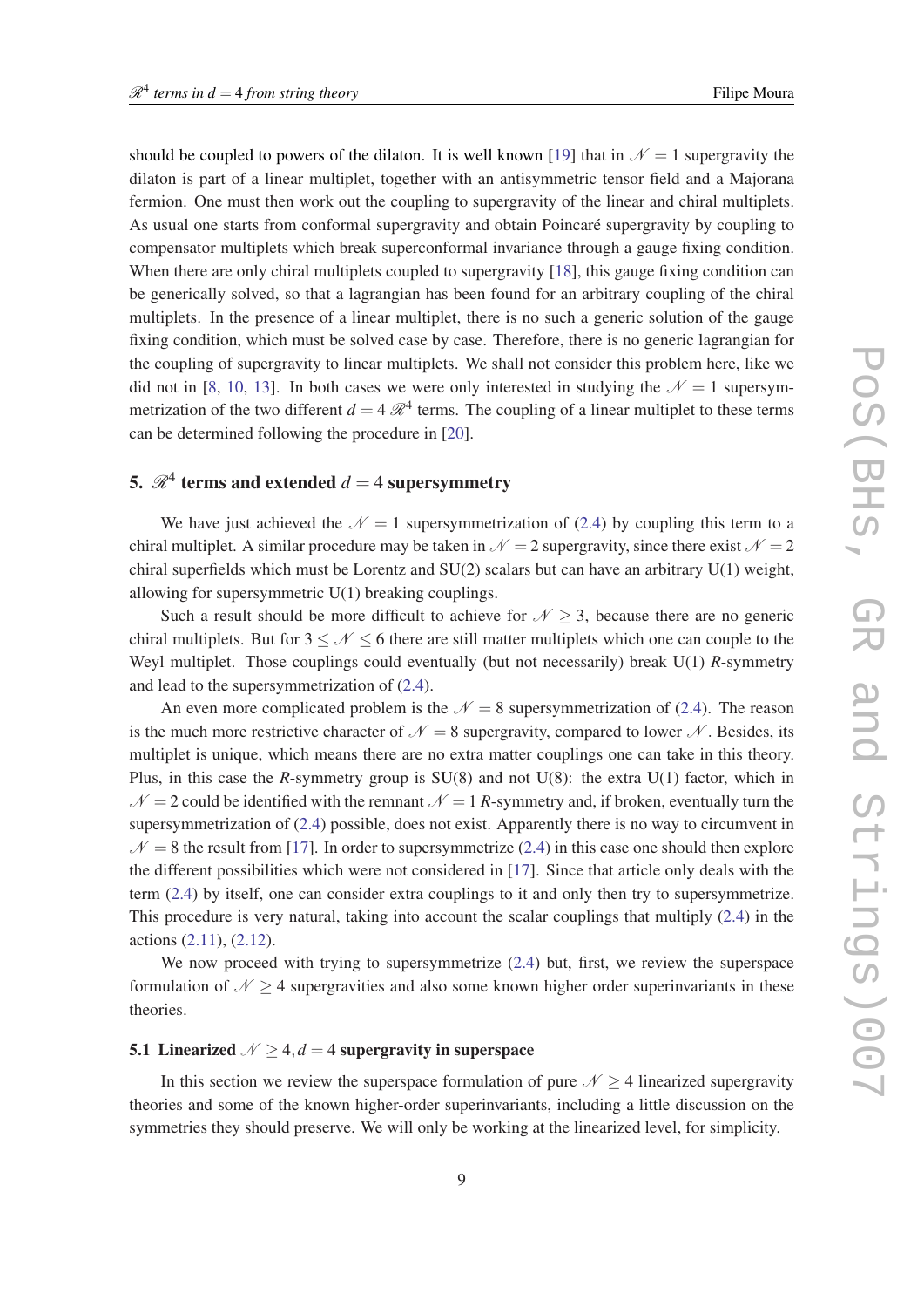should be coupled to powers of the dilaton. It is well known [19] that in $\mathcal{N}=1$ supergravity the dilaton is part of a linear multiplet, together with an antisymmetric tensor field and a Majorana fermion. One must then work out the coupling to supergravity of the linear and chiral multiplets. As usual one starts from conformal supergravity and obtain Poincaré supergravity by coupling to compensator multiplets which break superconformal invariance through a gauge fixing condition. When there are only chiral multiplets coupled to supergravity [18], this gauge fixing condition can be generically solved, so that a lagrangian has been found for an arbitrary coupling of the chiral multiplets. In the presence of a linear multiplet, there is no such a generic solution of the gauge fixing condition, which must be solved case by case. Therefore, there is no generic lagrangian for the coupling of supergravity to linear multiplets. We shall not consider this problem here, like we did not in [8, 10, 13]. In both cases we were only interested in studying the $\mathcal{N}=1$ supersymmetrization of the two different $d=4$ $\mathscr{R}^4$ terms. The coupling of a linear multiplet to these terms can be determined following the procedure in [20].

## 5. $\mathscr{R}^4$ terms and extended $d=4$ supersymmetry

We have just achieved the $\mathcal{N}=1$ supersymmetrization of (2.4) by coupling this term to a chiral multiplet. A similar procedure may be taken in $\mathcal{N}=2$ supergravity, since there exist $\mathcal{N}=2$ chiral superfields which must be Lorentz and SU(2) scalars but can have an arbitrary U(1) weight, allowing for supersymmetric U(1) breaking couplings.

Such a result should be more difficult to achieve for $\mathcal{N}\geq 3$, because there are no generic chiral multiplets. But for $3\leq\mathcal{N}\leq 6$ there are still matter multiplets which one can couple to the Weyl multiplet. Those couplings could eventually (but not necessarily) break U(1) $R$-symmetry and lead to the supersymmetrization of (2.4).

An even more complicated problem is the $\mathcal{N}=8$ supersymmetrization of (2.4). The reason is the much more restrictive character of $\mathcal{N}=8$ supergravity, compared to lower $\mathcal{N}$. Besides, its multiplet is unique, which means there are no extra matter couplings one can take in this theory. Plus, in this case the $R$-symmetry group is SU(8) and not U(8): the extra U(1) factor, which in $\mathcal{N}=2$ could be identified with the remnant $\mathcal{N}=1$ $R$-symmetry and, if broken, eventually turn the supersymmetrization of (2.4) possible, does not exist. Apparently there is no way to circumvent in $\mathcal{N}=8$ the result from [17]. In order to supersymmetrize (2.4) in this case one should then explore the different possibilities which were not considered in [17]. Since that article only deals with the term (2.4) by itself, one can consider extra couplings to it and only then try to supersymmetrize. This procedure is very natural, taking into account the scalar couplings that multiply (2.4) in the actions (2.11), (2.12).

We now proceed with trying to supersymmetrize (2.4) but, first, we review the superspace formulation of $\mathcal{N}\geq 4$ supergravities and also some known higher order superinvariants in these theories.

### 5.1 Linearized $\mathcal{N}\geq 4, d=4$ supergravity in superspace

In this section we review the superspace formulation of pure $\mathcal{N}\geq 4$ linearized supergravity theories and some of the known higher-order superinvariants, including a little discussion on the symmetries they should preserve. We will only be working at the linearized level, for simplicity.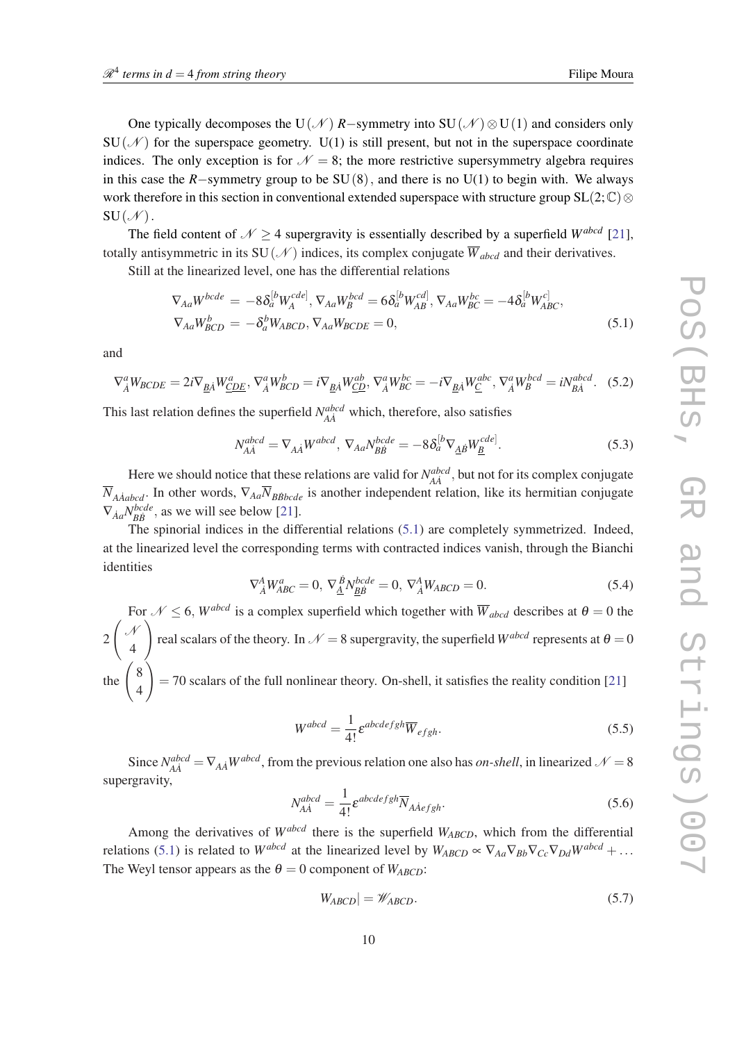One typically decomposes the $\mathrm{U}(\mathcal{N})$ $R-$symmetry into $\mathrm{SU}(\mathcal{N})\otimes\mathrm{U}(1)$ and considers only $\mathrm{SU}(\mathcal{N})$ for the superspace geometry. U(1) is still present, but not in the superspace coordinate indices. The only exception is for $\mathcal{N}=8$; the more restrictive supersymmetry algebra requires in this case the $R-$symmetry group to be $\mathrm{SU}(8)$, and there is no U(1) to begin with. We always work therefore in this section in conventional extended superspace with structure group $\mathrm{SL}(2;\mathbb{C})\otimes\mathrm{SU}(\mathcal{N})$.

The field content of $\mathcal{N}\geq 4$ supergravity is essentially described by a superfield $W^{abcd}$ [21], totally antisymmetric in its $\mathrm{SU}(\mathcal{N})$ indices, its complex conjugate $\overline{W}_{abcd}$ and their derivatives.

Still at the linearized level, one has the differential relations

$$\nabla_{Aa}W^{bcde} = -8\delta_a^{[b}W_A^{cde]},\, \nabla_{Aa}W_B^{bcd} = 6\delta_a^{[b}W_{AB}^{cd]},\, \nabla_{Aa}W_{BC}^{bc} = -4\delta_a^{[b}W_{ABC}^{c]},$$
$$\nabla_{Aa}W_{BCD}^{b} = -\delta_a^{b}W_{ABCD},\, \nabla_{Aa}W_{BCDE} = 0, \tag{5.1}$$

and

$$\nabla^a_{\dot{A}}W_{BCDE} = 2i\nabla_{\underline{B\dot{A}}}W^a_{\underline{CDE}},\, \nabla^a_{\dot{A}}W^b_{BCD} = i\nabla_{\underline{B\dot{A}}}W^{ab}_{\underline{CD}},\, \nabla^a_{\dot{A}}W^{bc}_{BC} = -i\nabla_{\underline{B\dot{A}}}W^{abc}_{\underline{C}},\, \nabla^a_{\dot{A}}W^{bcd}_{B} = iN^{abcd}_{B\dot{A}}. \tag{5.2}$$

This last relation defines the superfield $N^{abcd}_{A\dot{A}}$ which, therefore, also satisfies

$$N^{abcd}_{A\dot{A}} = \nabla_{A\dot{A}}W^{abcd},\, \nabla_{Aa}N^{bcde}_{B\dot{B}} = -8\delta_a^{[b}\nabla_{\underline{A\dot{B}}}W^{cde]}_{\underline{B}}. \tag{5.3}$$

Here we should notice that these relations are valid for $N^{abcd}_{A\dot{A}}$, but not for its complex conjugate $\overline{N}_{A\dot{A}abcd}$. In other words, $\nabla_{Aa}\overline{N}_{B\dot{B}bcde}$ is another independent relation, like its hermitian conjugate $\nabla_{\dot{A}a}N^{bcde}_{B\dot{B}}$, as we will see below [21].

The spinorial indices in the differential relations (5.1) are completely symmetrized. Indeed, at the linearized level the corresponding terms with contracted indices vanish, through the Bianchi identities

$$\nabla^A_{\dot{A}}W^a_{ABC} = 0,\, \nabla^{\dot{B}}_{\underline{A}}N^{bcde}_{\underline{B}\dot{B}} = 0,\, \nabla^A_{\dot{A}}W_{ABCD} = 0. \tag{5.4}$$

For $\mathcal{N}\leq 6$, $W^{abcd}$ is a complex superfield which together with $\overline{W}_{abcd}$ describes at $\theta=0$ the $2\begin{pmatrix}\mathcal{N}\\4\end{pmatrix}$ real scalars of the theory. In $\mathcal{N}=8$ supergravity, the superfield $W^{abcd}$ represents at $\theta=0$ the $\begin{pmatrix}8\\4\end{pmatrix}=70$ scalars of the full nonlinear theory. On-shell, it satisfies the reality condition [21]

$$W^{abcd} = \frac{1}{4!}\varepsilon^{abcdefgh}\overline{W}_{efgh}. \tag{5.5}$$

Since $N^{abcd}_{A\dot{A}} = \nabla_{A\dot{A}}W^{abcd}$, from the previous relation one also has *on-shell*, in linearized $\mathcal{N}=8$ supergravity,

$$N^{abcd}_{A\dot{A}} = \frac{1}{4!}\varepsilon^{abcdefgh}\overline{N}_{A\dot{A}efgh}. \tag{5.6}$$

Among the derivatives of $W^{abcd}$ there is the superfield $W_{ABCD}$, which from the differential relations (5.1) is related to $W^{abcd}$ at the linearized level by $W_{ABCD}\propto\nabla_{Aa}\nabla_{Bb}\nabla_{Cc}\nabla_{Dd}W^{abcd}+\ldots$ The Weyl tensor appears as the $\theta=0$ component of $W_{ABCD}$:

$$W_{ABCD}| = \mathscr{W}_{ABCD}. \tag{5.7}$$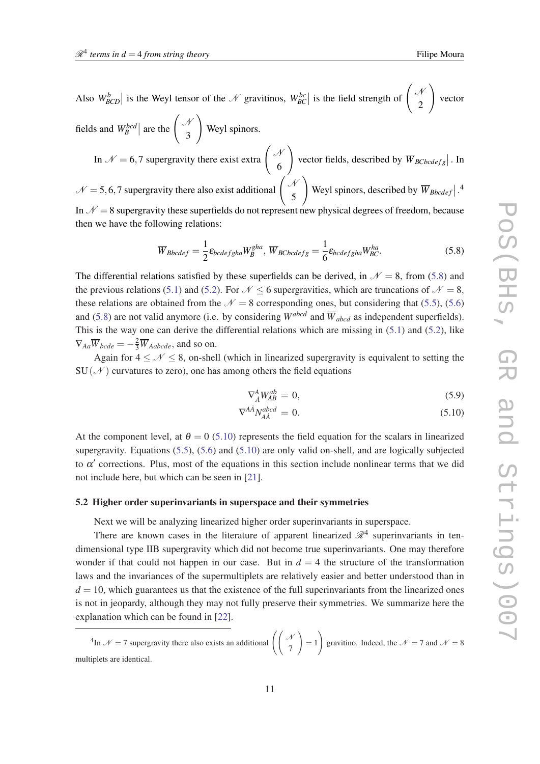Also $W^b_{BCD}\big|$ is the Weyl tensor of the $\mathcal{N}$ gravitinos, $W^{bc}_{BC}\big|$ is the field strength of $\left(\begin{array}{c}\mathcal{N}\\2\end{array}\right)$ vector fields and $W^{bcd}_{B}\big|$ are the $\left(\begin{array}{c}\mathcal{N}\\3\end{array}\right)$ Weyl spinors.

In $\mathcal{N}=6,7$ supergravity there exist extra $\left(\begin{array}{c}\mathcal{N}\\6\end{array}\right)$ vector fields, described by $\overline{W}_{BCbcdefg}\big|$. In $\mathcal{N}=5,6,7$ supergravity there also exist additional $\left(\begin{array}{c}\mathcal{N}\\5\end{array}\right)$ Weyl spinors, described by $\overline{W}_{Bbcdef}\big|$.[4] In $\mathcal{N}=8$ supergravity these superfields do not represent new physical degrees of freedom, because then we have the following relations:

$$\overline{W}_{Bbcdef}=\frac{1}{2}\varepsilon_{bcdefgha}W^{gha}_{B},\ \overline{W}_{BCbcdefg}=\frac{1}{6}\varepsilon_{bcdefgha}W^{ha}_{BC}. \tag{5.8}$$

The differential relations satisfied by these superfields can be derived, in $\mathcal{N}=8$, from (5.8) and the previous relations (5.1) and (5.2). For $\mathcal{N}\leq 6$ supergravities, which are truncations of $\mathcal{N}=8$, these relations are obtained from the $\mathcal{N}=8$ corresponding ones, but considering that (5.5), (5.6) and (5.8) are not valid anymore (i.e. by considering $W^{abcd}$ and $\overline{W}_{abcd}$ as independent superfields). This is the way one can derive the differential relations which are missing in (5.1) and (5.2), like $\nabla_{Aa}\overline{W}_{bcde}=-\frac{2}{3}\overline{W}_{Aabcde}$, and so on.

Again for $4\leq\mathcal{N}\leq 8$, on-shell (which in linearized supergravity is equivalent to setting the $\mathrm{SU}(\mathcal{N})$ curvatures to zero), one has among others the field equations

$$\nabla^{A}_{\dot{A}}W^{ab}_{AB}=0, \tag{5.9}$$

$$\nabla^{A\dot{A}}N^{abcd}_{A\dot{A}}=0. \tag{5.10}$$

At the component level, at $\theta=0$ (5.10) represents the field equation for the scalars in linearized supergravity. Equations (5.5), (5.6) and (5.10) are only valid on-shell, and are logically subjected to $\alpha'$ corrections. Plus, most of the equations in this section include nonlinear terms that we did not include here, but which can be seen in [21].

### 5.2 Higher order superinvariants in superspace and their symmetries

Next we will be analyzing linearized higher order superinvariants in superspace.

There are known cases in the literature of apparent linearized $\mathcal{R}^4$ superinvariants in ten-dimensional type IIB supergravity which did not become true superinvariants. One may therefore wonder if that could not happen in our case. But in $d=4$ the structure of the transformation laws and the invariances of the supermultiplets are relatively easier and better understood than in $d=10$, which guarantees us that the existence of the full superinvariants from the linearized ones is not in jeopardy, although they may not fully preserve their symmetries. We summarize here the explanation which can be found in [22].

---

[4] In $\mathcal{N}=7$ supergravity there also exists an additional $\left(\left(\begin{array}{c}\mathcal{N}\\7\end{array}\right)=1\right)$ gravitino. Indeed, the $\mathcal{N}=7$ and $\mathcal{N}=8$ multiplets are identical.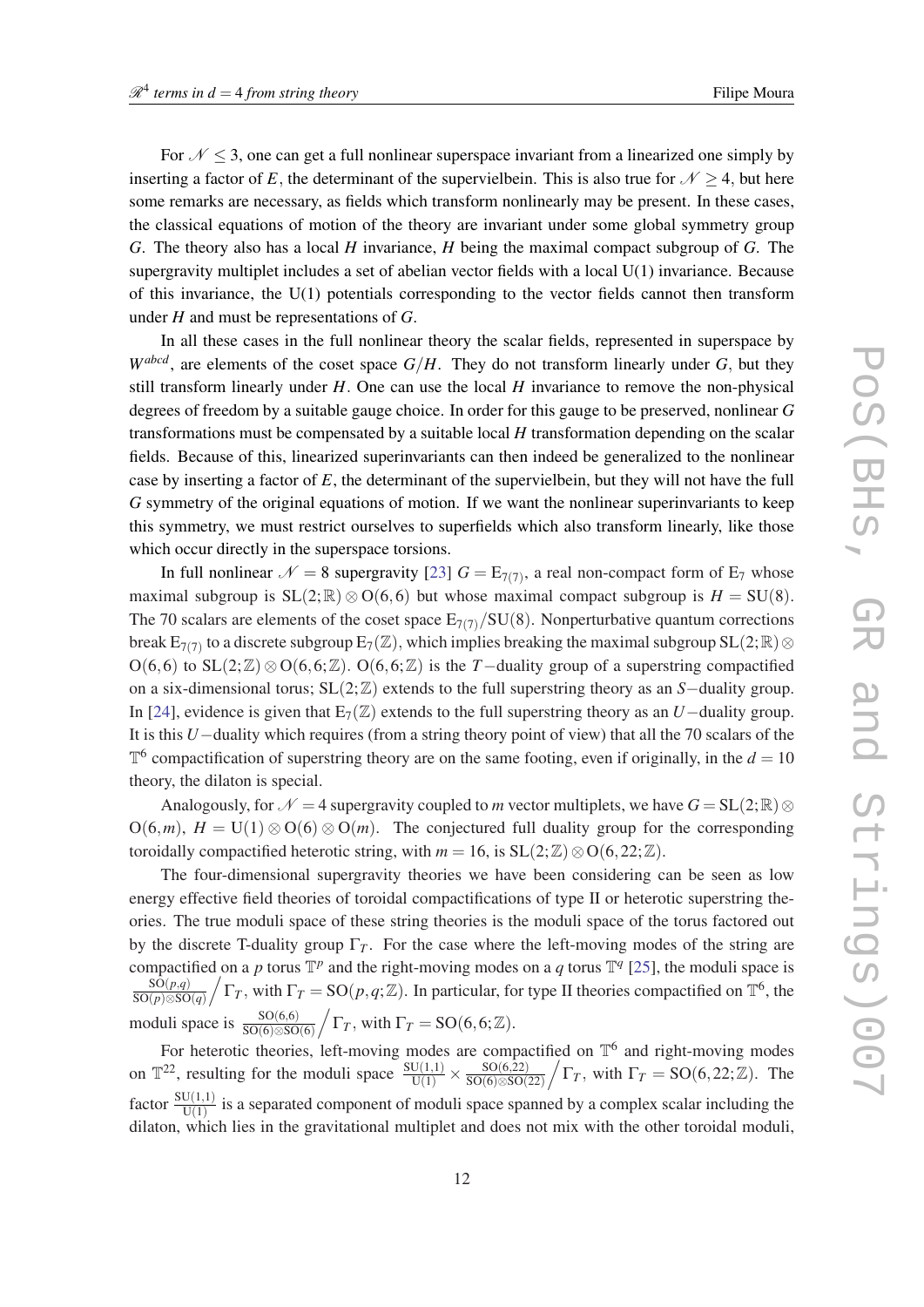For $\mathcal{N} \leq 3$, one can get a full nonlinear superspace invariant from a linearized one simply by inserting a factor of $E$, the determinant of the supervielbein. This is also true for $\mathcal{N} \geq 4$, but here some remarks are necessary, as fields which transform nonlinearly may be present. In these cases, the classical equations of motion of the theory are invariant under some global symmetry group $G$. The theory also has a local $H$ invariance, $H$ being the maximal compact subgroup of $G$. The supergravity multiplet includes a set of abelian vector fields with a local U(1) invariance. Because of this invariance, the U(1) potentials corresponding to the vector fields cannot then transform under $H$ and must be representations of $G$.

In all these cases in the full nonlinear theory the scalar fields, represented in superspace by $W^{abcd}$, are elements of the coset space $G/H$. They do not transform linearly under $G$, but they still transform linearly under $H$. One can use the local $H$ invariance to remove the non-physical degrees of freedom by a suitable gauge choice. In order for this gauge to be preserved, nonlinear $G$ transformations must be compensated by a suitable local $H$ transformation depending on the scalar fields. Because of this, linearized superinvariants can then indeed be generalized to the nonlinear case by inserting a factor of $E$, the determinant of the supervielbein, but they will not have the full $G$ symmetry of the original equations of motion. If we want the nonlinear superinvariants to keep this symmetry, we must restrict ourselves to superfields which also transform linearly, like those which occur directly in the superspace torsions.

In full nonlinear $\mathcal{N} = 8$ supergravity [23] $G = \mathrm{E}_{7(7)}$, a real non-compact form of $\mathrm{E}_7$ whose maximal subgroup is $\mathrm{SL}(2;\mathbb{R}) \otimes \mathrm{O}(6,6)$ but whose maximal compact subgroup is $H = \mathrm{SU}(8)$. The 70 scalars are elements of the coset space $\mathrm{E}_{7(7)}/\mathrm{SU}(8)$. Nonperturbative quantum corrections break $\mathrm{E}_{7(7)}$ to a discrete subgroup $\mathrm{E}_7(\mathbb{Z})$, which implies breaking the maximal subgroup $\mathrm{SL}(2;\mathbb{R}) \otimes \mathrm{O}(6,6)$ to $\mathrm{SL}(2;\mathbb{Z}) \otimes \mathrm{O}(6,6;\mathbb{Z})$. $\mathrm{O}(6,6;\mathbb{Z})$ is the $T-$duality group of a superstring compactified on a six-dimensional torus; $\mathrm{SL}(2;\mathbb{Z})$ extends to the full superstring theory as an $S-$duality group. In [24], evidence is given that $\mathrm{E}_7(\mathbb{Z})$ extends to the full superstring theory as an $U-$duality group. It is this $U-$duality which requires (from a string theory point of view) that all the 70 scalars of the $\mathbb{T}^6$ compactification of superstring theory are on the same footing, even if originally, in the $d = 10$ theory, the dilaton is special.

Analogously, for $\mathcal{N} = 4$ supergravity coupled to $m$ vector multiplets, we have $G = \mathrm{SL}(2;\mathbb{R}) \otimes \mathrm{O}(6,m)$, $H = \mathrm{U}(1) \otimes \mathrm{O}(6) \otimes \mathrm{O}(m)$. The conjectured full duality group for the corresponding toroidally compactified heterotic string, with $m = 16$, is $\mathrm{SL}(2;\mathbb{Z}) \otimes \mathrm{O}(6,22;\mathbb{Z})$.

The four-dimensional supergravity theories we have been considering can be seen as low energy effective field theories of toroidal compactifications of type II or heterotic superstring theories. The true moduli space of these string theories is the moduli space of the torus factored out by the discrete T-duality group $\Gamma_T$. For the case where the left-moving modes of the string are compactified on a $p$ torus $\mathbb{T}^p$ and the right-moving modes on a $q$ torus $\mathbb{T}^q$ [25], the moduli space is $\frac{\mathrm{SO}(p,q)}{\mathrm{SO}(p)\otimes\mathrm{SO}(q)}\Big/\Gamma_T$, with $\Gamma_T = \mathrm{SO}(p,q;\mathbb{Z})$. In particular, for type II theories compactified on $\mathbb{T}^6$, the moduli space is $\frac{\mathrm{SO}(6,6)}{\mathrm{SO}(6)\otimes\mathrm{SO}(6)}\Big/\Gamma_T$, with $\Gamma_T = \mathrm{SO}(6,6;\mathbb{Z})$.

For heterotic theories, left-moving modes are compactified on $\mathbb{T}^6$ and right-moving modes on $\mathbb{T}^{22}$, resulting for the moduli space $\frac{\mathrm{SU}(1,1)}{\mathrm{U}(1)} \times \frac{\mathrm{SO}(6,22)}{\mathrm{SO}(6)\otimes\mathrm{SO}(22)}\Big/\Gamma_T$, with $\Gamma_T = \mathrm{SO}(6,22;\mathbb{Z})$. The factor $\frac{\mathrm{SU}(1,1)}{\mathrm{U}(1)}$ is a separated component of moduli space spanned by a complex scalar including the dilaton, which lies in the gravitational multiplet and does not mix with the other toroidal moduli,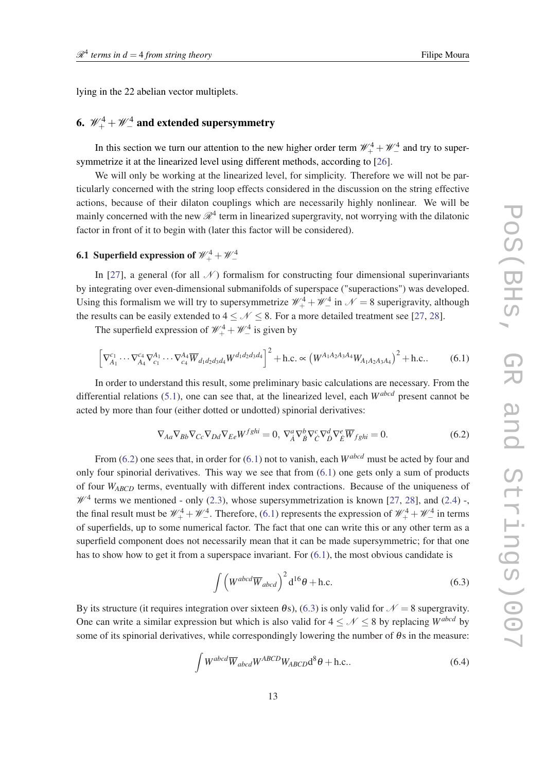lying in the 22 abelian vector multiplets.

## 6. $\mathscr{W}_+^4 + \mathscr{W}_-^4$ and extended supersymmetry

In this section we turn our attention to the new higher order term $\mathscr{W}_+^4 + \mathscr{W}_-^4$ and try to supersymmetrize it at the linearized level using different methods, according to [26].

We will only be working at the linearized level, for simplicity. Therefore we will not be particularly concerned with the string loop effects considered in the discussion on the string effective actions, because of their dilaton couplings which are necessarily highly nonlinear. We will be mainly concerned with the new $\mathscr{R}^4$ term in linearized supergravity, not worrying with the dilatonic factor in front of it to begin with (later this factor will be considered).

### 6.1 Superfield expression of $\mathscr{W}_+^4 + \mathscr{W}_-^4$

In [27], a general (for all $\mathcal{N}$) formalism for constructing four dimensional superinvariants by integrating over even-dimensional submanifolds of superspace ("superactions") was developed. Using this formalism we will try to supersymmetrize $\mathscr{W}_+^4 + \mathscr{W}_-^4$ in $\mathcal{N} = 8$ superigravity, although the results can be easily extended to $4 \leq \mathcal{N} \leq 8$. For a more detailed treatment see [27, 28].

The superfield expression of $\mathscr{W}_+^4 + \mathscr{W}_-^4$ is given by

$$\left[\nabla_{A_1}^{c_1} \cdots \nabla_{A_4}^{c_4} \nabla_{c_1}^{A_1} \cdots \nabla_{c_4}^{A_4} \overline{W}_{d_1 d_2 d_3 d_4} W^{d_1 d_2 d_3 d_4}\right]^2 + \text{h.c.} \propto \left(W^{A_1 A_2 A_3 A_4} W_{A_1 A_2 A_3 A_4}\right)^2 + \text{h.c.}. \tag{6.1}$$

In order to understand this result, some preliminary basic calculations are necessary. From the differential relations (5.1), one can see that, at the linearized level, each $W^{abcd}$ present cannot be acted by more than four (either dotted or undotted) spinorial derivatives:

$$\nabla_{Aa} \nabla_{Bb} \nabla_{Cc} \nabla_{Dd} \nabla_{Ee} W^{fghi} = 0, \; \nabla_{\dot{A}}^{a} \nabla_{\dot{B}}^{b} \nabla_{\dot{C}}^{c} \nabla_{\dot{D}}^{d} \nabla_{\dot{E}}^{e} \overline{W}_{fghi} = 0. \tag{6.2}$$

From (6.2) one sees that, in order for (6.1) not to vanish, each $W^{abcd}$ must be acted by four and only four spinorial derivatives. This way we see that from (6.1) one gets only a sum of products of four $W_{ABCD}$ terms, eventually with different index contractions. Because of the uniqueness of $\mathscr{W}^4$ terms we mentioned - only (2.3), whose supersymmetrization is known [27, 28], and (2.4) -, the final result must be $\mathscr{W}_+^4 + \mathscr{W}_-^4$. Therefore, (6.1) represents the expression of $\mathscr{W}_+^4 + \mathscr{W}_-^4$ in terms of superfields, up to some numerical factor. The fact that one can write this or any other term as a superfield component does not necessarily mean that it can be made supersymmetric; for that one has to show how to get it from a superspace invariant. For (6.1), the most obvious candidate is

$$\int \left(W^{abcd} \overline{W}_{abcd}\right)^2 \mathrm{d}^{16}\theta + \text{h.c.} \tag{6.3}$$

By its structure (it requires integration over sixteen $\theta$s), (6.3) is only valid for $\mathcal{N} = 8$ supergravity. One can write a similar expression but which is also valid for $4 \leq \mathcal{N} \leq 8$ by replacing $W^{abcd}$ by some of its spinorial derivatives, while correspondingly lowering the number of $\theta$s in the measure:

$$\int W^{abcd} \overline{W}_{abcd} W^{ABCD} W_{ABCD} \mathrm{d}^8 \theta + \text{h.c.}. \tag{6.4}$$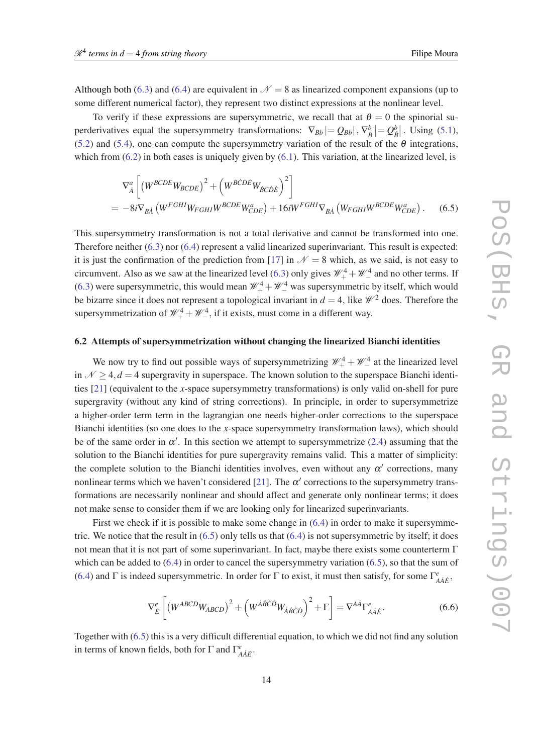Although both (6.3) and (6.4) are equivalent in $\mathcal{N}=8$ as linearized component expansions (up to some different numerical factor), they represent two distinct expressions at the nonlinear level.

To verify if these expressions are supersymmetric, we recall that at $\theta=0$ the spinorial superderivatives equal the supersymmetry transformations: $\nabla_{Bb}| = Q_{Bb}|$, $\nabla^b_{\dot{B}}| = Q^b_{\dot{B}}|$. Using (5.1), (5.2) and (5.4), one can compute the supersymmetry variation of the result of the $\theta$ integrations, which from (6.2) in both cases is uniquely given by (6.1). This variation, at the linearized level, is

$$
\begin{aligned}
&\nabla^a_{\dot{A}}\left[\left(W^{BCDE}W_{BCDE}\right)^2+\left(W^{\dot{B}\dot{C}\dot{D}\dot{E}}W_{\dot{B}\dot{C}\dot{D}\dot{E}}\right)^2\right]\\
&= -8i\nabla_{B\dot{A}}\left(W^{FGHI}W_{FGHI}W^{BCDE}W^a_{CDE}\right)+16iW^{FGHI}\nabla_{B\dot{A}}\left(W_{FGHI}W^{BCDE}W^a_{CDE}\right).
\end{aligned}
\tag{6.5}
$$

This supersymmetry transformation is not a total derivative and cannot be transformed into one. Therefore neither (6.3) nor (6.4) represent a valid linearized superinvariant. This result is expected: it is just the confirmation of the prediction from [17] in $\mathcal{N}=8$ which, as we said, is not easy to circumvent. Also as we saw at the linearized level (6.3) only gives $\mathcal{W}^4_+ + \mathcal{W}^4_-$ and no other terms. If (6.3) were supersymmetric, this would mean $\mathcal{W}^4_+ + \mathcal{W}^4_-$ was supersymmetric by itself, which would be bizarre since it does not represent a topological invariant in $d=4$, like $\mathcal{W}^2$ does. Therefore the supersymmetrization of $\mathcal{W}^4_+ + \mathcal{W}^4_-$, if it exists, must come in a different way.

## 6.2 Attempts of supersymmetrization without changing the linearized Bianchi identities

We now try to find out possible ways of supersymmetrizing $\mathcal{W}^4_+ + \mathcal{W}^4_-$ at the linearized level in $\mathcal{N}\geq 4, d=4$ supergravity in superspace. The known solution to the superspace Bianchi identities [21] (equivalent to the $x$-space supersymmetry transformations) is only valid on-shell for pure supergravity (without any kind of string corrections). In principle, in order to supersymmetrize a higher-order term term in the lagrangian one needs higher-order corrections to the superspace Bianchi identities (so one does to the $x$-space supersymmetry transformation laws), which should be of the same order in $\alpha'$. In this section we attempt to supersymmetrize (2.4) assuming that the solution to the Bianchi identities for pure supergravity remains valid. This a matter of simplicity: the complete solution to the Bianchi identities involves, even without any $\alpha'$ corrections, many nonlinear terms which we haven't considered [21]. The $\alpha'$ corrections to the supersymmetry transformations are necessarily nonlinear and should affect and generate only nonlinear terms; it does not make sense to consider them if we are looking only for linearized superinvariants.

First we check if it is possible to make some change in (6.4) in order to make it supersymmetric. We notice that the result in (6.5) only tells us that (6.4) is not supersymmetric by itself; it does not mean that it is not part of some superinvariant. In fact, maybe there exists some counterterm $\Gamma$ which can be added to (6.4) in order to cancel the supersymmetry variation (6.5), so that the sum of (6.4) and $\Gamma$ is indeed supersymmetric. In order for $\Gamma$ to exist, it must then satisfy, for some $\Gamma^e_{A\dot{A}\dot{E}}$,

$$
\nabla^e_{\dot{E}}\left[\left(W^{ABCD}W_{ABCD}\right)^2+\left(W^{\dot{A}\dot{B}\dot{C}\dot{D}}W_{\dot{A}\dot{B}\dot{C}\dot{D}}\right)^2+\Gamma\right]=\nabla^{A\dot{A}}\Gamma^e_{A\dot{A}\dot{E}}.
\tag{6.6}
$$

Together with (6.5) this is a very difficult differential equation, to which we did not find any solution in terms of known fields, both for $\Gamma$ and $\Gamma^e_{A\dot{A}\dot{E}}$.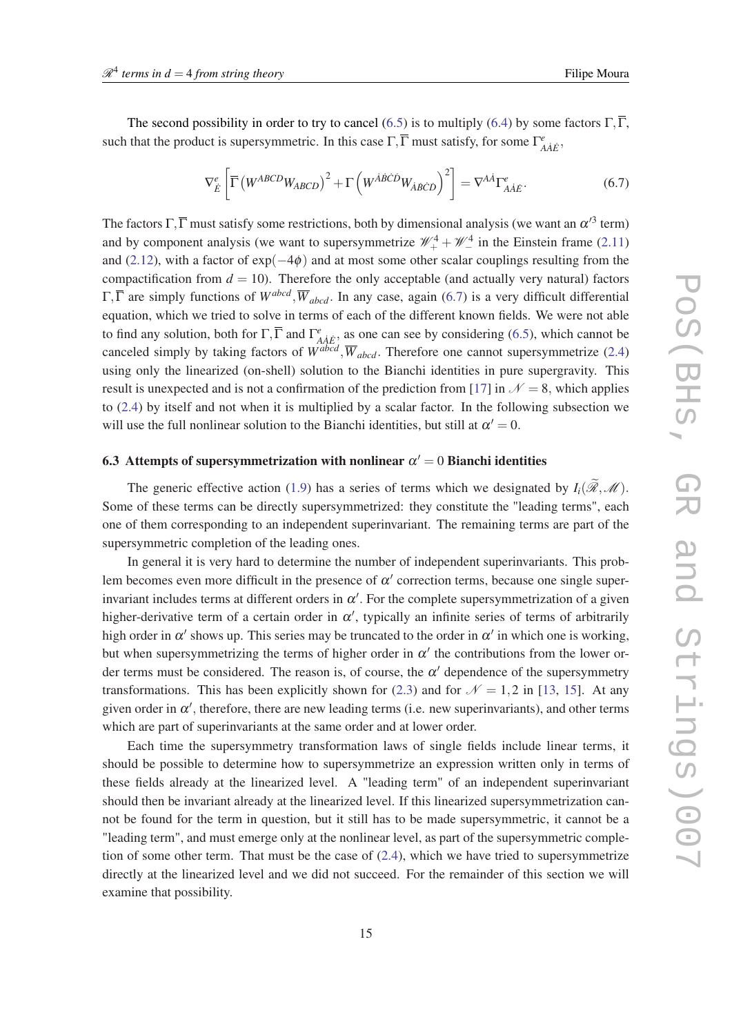The second possibility in order to try to cancel (6.5) is to multiply (6.4) by some factors $\Gamma, \overline{\Gamma}$, such that the product is supersymmetric. In this case $\Gamma, \overline{\Gamma}$ must satisfy, for some $\Gamma^{e}_{A\dot{A}\dot{E}}$,

$$\nabla^{e}_{\dot{E}}\left[\overline{\Gamma}\left(W^{ABCD}W_{ABCD}\right)^{2}+\Gamma\left(W^{\dot{A}\dot{B}\dot{C}\dot{D}}W_{\dot{A}\dot{B}\dot{C}\dot{D}}\right)^{2}\right]=\nabla^{A\dot{A}}\Gamma^{e}_{A\dot{A}\dot{E}}. \tag{6.7}$$

The factors $\Gamma, \overline{\Gamma}$ must satisfy some restrictions, both by dimensional analysis (we want an $\alpha'^{3}$ term) and by component analysis (we want to supersymmetrize $\mathscr{W}_{+}^{4}+\mathscr{W}_{-}^{4}$ in the Einstein frame (2.11) and (2.12), with a factor of $\exp(-4\phi)$ and at most some other scalar couplings resulting from the compactification from $d=10$). Therefore the only acceptable (and actually very natural) factors $\Gamma, \overline{\Gamma}$ are simply functions of $W^{abcd}, \overline{W}_{abcd}$. In any case, again (6.7) is a very difficult differential equation, which we tried to solve in terms of each of the different known fields. We were not able to find any solution, both for $\Gamma, \overline{\Gamma}$ and $\Gamma^{e}_{A\dot{A}\dot{E}}$, as one can see by considering (6.5), which cannot be canceled simply by taking factors of $W^{abcd}, \overline{W}_{abcd}$. Therefore one cannot supersymmetrize (2.4) using only the linearized (on-shell) solution to the Bianchi identities in pure supergravity. This result is unexpected and is not a confirmation of the prediction from [17] in $\mathscr{N}=8$, which applies to (2.4) by itself and not when it is multiplied by a scalar factor. In the following subsection we will use the full nonlinear solution to the Bianchi identities, but still at $\alpha'=0$.

### 6.3 Attempts of supersymmetrization with nonlinear $\alpha'=0$ Bianchi identities

The generic effective action (1.9) has a series of terms which we designated by $I_i(\widetilde{\mathscr{R}},\mathscr{M})$. Some of these terms can be directly supersymmetrized: they constitute the "leading terms", each one of them corresponding to an independent superinvariant. The remaining terms are part of the supersymmetric completion of the leading ones.

In general it is very hard to determine the number of independent superinvariants. This problem becomes even more difficult in the presence of $\alpha'$ correction terms, because one single superinvariant includes terms at different orders in $\alpha'$. For the complete supersymmetrization of a given higher-derivative term of a certain order in $\alpha'$, typically an infinite series of terms of arbitrarily high order in $\alpha'$ shows up. This series may be truncated to the order in $\alpha'$ in which one is working, but when supersymmetrizing the terms of higher order in $\alpha'$ the contributions from the lower order terms must be considered. The reason is, of course, the $\alpha'$ dependence of the supersymmetry transformations. This has been explicitly shown for (2.3) and for $\mathscr{N}=1,2$ in [13, 15]. At any given order in $\alpha'$, therefore, there are new leading terms (i.e. new superinvariants), and other terms which are part of superinvariants at the same order and at lower order.

Each time the supersymmetry transformation laws of single fields include linear terms, it should be possible to determine how to supersymmetrize an expression written only in terms of these fields already at the linearized level. A "leading term" of an independent superinvariant should then be invariant already at the linearized level. If this linearized supersymmetrization cannot be found for the term in question, but it still has to be made supersymmetric, it cannot be a "leading term", and must emerge only at the nonlinear level, as part of the supersymmetric completion of some other term. That must be the case of (2.4), which we have tried to supersymmetrize directly at the linearized level and we did not succeed. For the remainder of this section we will examine that possibility.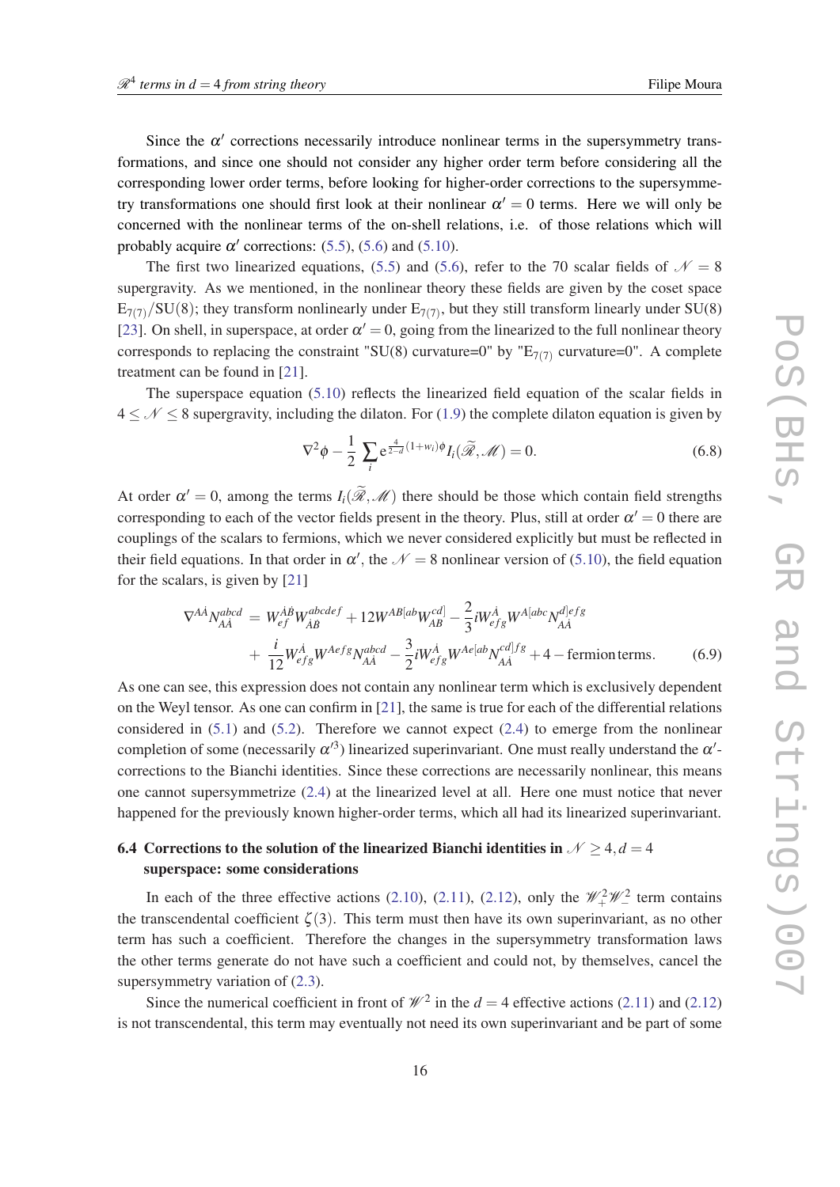Since the $\alpha'$ corrections necessarily introduce nonlinear terms in the supersymmetry transformations, and since one should not consider any higher order term before considering all the corresponding lower order terms, before looking for higher-order corrections to the supersymmetry transformations one should first look at their nonlinear $\alpha' = 0$ terms. Here we will only be concerned with the nonlinear terms of the on-shell relations, i.e. of those relations which will probably acquire $\alpha'$ corrections: (5.5), (5.6) and (5.10).

The first two linearized equations, (5.5) and (5.6), refer to the 70 scalar fields of $\mathcal{N} = 8$ supergravity. As we mentioned, in the nonlinear theory these fields are given by the coset space $\mathrm{E}_{7(7)}/\mathrm{SU}(8)$; they transform nonlinearly under $\mathrm{E}_{7(7)}$, but they still transform linearly under SU(8) [23]. On shell, in superspace, at order $\alpha' = 0$, going from the linearized to the full nonlinear theory corresponds to replacing the constraint "SU(8) curvature=0" by "$\mathrm{E}_{7(7)}$ curvature=0". A complete treatment can be found in [21].

The superspace equation (5.10) reflects the linearized field equation of the scalar fields in $4 \leq \mathcal{N} \leq 8$ supergravity, including the dilaton. For (1.9) the complete dilaton equation is given by

$$\nabla^2 \phi - \frac{1}{2} \sum_i \mathrm{e}^{\frac{4}{2-d}(1+w_i)\phi} I_i(\widetilde{\mathscr{R}}, \mathscr{M}) = 0. \tag{6.8}$$

At order $\alpha' = 0$, among the terms $I_i(\widetilde{\mathscr{R}}, \mathscr{M})$ there should be those which contain field strengths corresponding to each of the vector fields present in the theory. Plus, still at order $\alpha' = 0$ there are couplings of the scalars to fermions, which we never considered explicitly but must be reflected in their field equations. In that order in $\alpha'$, the $\mathcal{N} = 8$ nonlinear version of (5.10), the field equation for the scalars, is given by [21]

$$\begin{aligned}\nabla^{A\dot{A}} N^{abcd}_{A\dot{A}} &= W^{\dot{A}\dot{B}}_{ef} W^{abcdef}_{\dot{A}\dot{B}} + 12 W^{AB[ab} W^{cd]}_{AB} - \frac{2}{3} i W^{\dot{A}}_{efg} W^{A[abc} N^{d]efg}_{A\dot{A}} \\ &+ \frac{i}{12} W^{\dot{A}}_{efg} W^{Aefg} N^{abcd}_{A\dot{A}} - \frac{3}{2} i W^{\dot{A}}_{efg} W^{Ae[ab} N^{cd]fg}_{A\dot{A}} + 4 - \mathrm{fermion\,terms}.\end{aligned} \tag{6.9}$$

As one can see, this expression does not contain any nonlinear term which is exclusively dependent on the Weyl tensor. As one can confirm in [21], the same is true for each of the differential relations considered in (5.1) and (5.2). Therefore we cannot expect (2.4) to emerge from the nonlinear completion of some (necessarily $\alpha'^3$) linearized superinvariant. One must really understand the $\alpha'$-corrections to the Bianchi identities. Since these corrections are necessarily nonlinear, this means one cannot supersymmetrize (2.4) at the linearized level at all. Here one must notice that never happened for the previously known higher-order terms, which all had its linearized superinvariant.

### 6.4 Corrections to the solution of the linearized Bianchi identities in $\mathcal{N} \geq 4, d = 4$ superspace: some considerations

In each of the three effective actions (2.10), (2.11), (2.12), only the $\mathscr{W}_+^2 \mathscr{W}_-^2$ term contains the transcendental coefficient $\zeta(3)$. This term must then have its own superinvariant, as no other term has such a coefficient. Therefore the changes in the supersymmetry transformation laws the other terms generate do not have such a coefficient and could not, by themselves, cancel the supersymmetry variation of (2.3).

Since the numerical coefficient in front of $\mathscr{W}^2$ in the $d = 4$ effective actions (2.11) and (2.12) is not transcendental, this term may eventually not need its own superinvariant and be part of some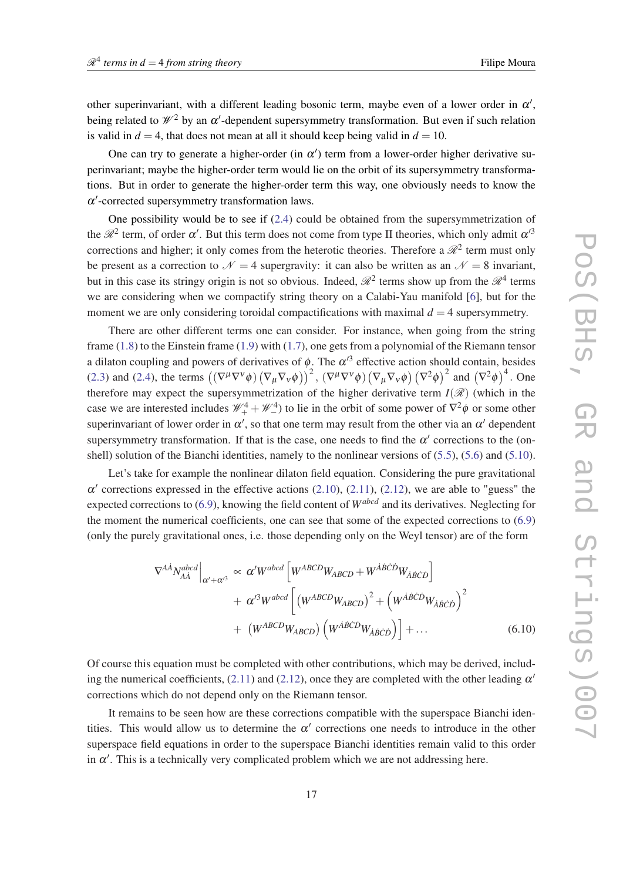other superinvariant, with a different leading bosonic term, maybe even of a lower order in $\alpha'$, being related to $\mathscr{W}^2$ by an $\alpha'$-dependent supersymmetry transformation. But even if such relation is valid in $d=4$, that does not mean at all it should keep being valid in $d=10$.

One can try to generate a higher-order (in $\alpha'$) term from a lower-order higher derivative superinvariant; maybe the higher-order term would lie on the orbit of its supersymmetry transformations. But in order to generate the higher-order term this way, one obviously needs to know the $\alpha'$-corrected supersymmetry transformation laws.

One possibility would be to see if (2.4) could be obtained from the supersymmetrization of the $\mathscr{R}^2$ term, of order $\alpha'$. But this term does not come from type II theories, which only admit $\alpha'^3$ corrections and higher; it only comes from the heterotic theories. Therefore a $\mathscr{R}^2$ term must only be present as a correction to $\mathscr{N}=4$ supergravity: it can also be written as an $\mathscr{N}=8$ invariant, but in this case its stringy origin is not so obvious. Indeed, $\mathscr{R}^2$ terms show up from the $\mathscr{R}^4$ terms we are considering when we compactify string theory on a Calabi-Yau manifold [6], but for the moment we are only considering toroidal compactifications with maximal $d=4$ supersymmetry.

There are other different terms one can consider. For instance, when going from the string frame (1.8) to the Einstein frame (1.9) with (1.7), one gets from a polynomial of the Riemann tensor a dilaton coupling and powers of derivatives of $\phi$. The $\alpha'^3$ effective action should contain, besides (2.3) and (2.4), the terms $\left(\left(\nabla^\mu \nabla^\nu \phi\right)\left(\nabla_\mu \nabla_\nu \phi\right)\right)^2$, $\left(\nabla^\mu \nabla^\nu \phi\right)\left(\nabla_\mu \nabla_\nu \phi\right)\left(\nabla^2 \phi\right)^2$ and $\left(\nabla^2 \phi\right)^4$. One therefore may expect the supersymmetrization of the higher derivative term $I(\mathscr{R})$ (which in the case we are interested includes $\mathscr{W}_+^4 + \mathscr{W}_-^4$) to lie in the orbit of some power of $\nabla^2 \phi$ or some other superinvariant of lower order in $\alpha'$, so that one term may result from the other via an $\alpha'$ dependent supersymmetry transformation. If that is the case, one needs to find the $\alpha'$ corrections to the (on-shell) solution of the Bianchi identities, namely to the nonlinear versions of (5.5), (5.6) and (5.10).

Let's take for example the nonlinear dilaton field equation. Considering the pure gravitational $\alpha'$ corrections expressed in the effective actions (2.10), (2.11), (2.12), we are able to "guess" the expected corrections to (6.9), knowing the field content of $W^{abcd}$ and its derivatives. Neglecting for the moment the numerical coefficients, one can see that some of the expected corrections to (6.9) (only the purely gravitational ones, i.e. those depending only on the Weyl tensor) are of the form

$$
\begin{aligned}
\nabla^{A\dot{A}} N^{abcd}_{A\dot{A}}\Big|_{\alpha'+\alpha'^3} \propto\; & \alpha' W^{abcd}\left[W^{ABCD}W_{ABCD} + W^{\dot{A}\dot{B}\dot{C}\dot{D}}W_{\dot{A}\dot{B}\dot{C}\dot{D}}\right] \\
& + \alpha'^3 W^{abcd}\left[\left(W^{ABCD}W_{ABCD}\right)^2 + \left(W^{\dot{A}\dot{B}\dot{C}\dot{D}}W_{\dot{A}\dot{B}\dot{C}\dot{D}}\right)^2\right. \\
& \left. + \left(W^{ABCD}W_{ABCD}\right)\left(W^{\dot{A}\dot{B}\dot{C}\dot{D}}W_{\dot{A}\dot{B}\dot{C}\dot{D}}\right)\right] + \ldots
\end{aligned}
\tag{6.10}
$$

Of course this equation must be completed with other contributions, which may be derived, including the numerical coefficients, (2.11) and (2.12), once they are completed with the other leading $\alpha'$ corrections which do not depend only on the Riemann tensor.

It remains to be seen how are these corrections compatible with the superspace Bianchi identities. This would allow us to determine the $\alpha'$ corrections one needs to introduce in the other superspace field equations in order to the superspace Bianchi identities remain valid to this order in $\alpha'$. This is a technically very complicated problem which we are not addressing here.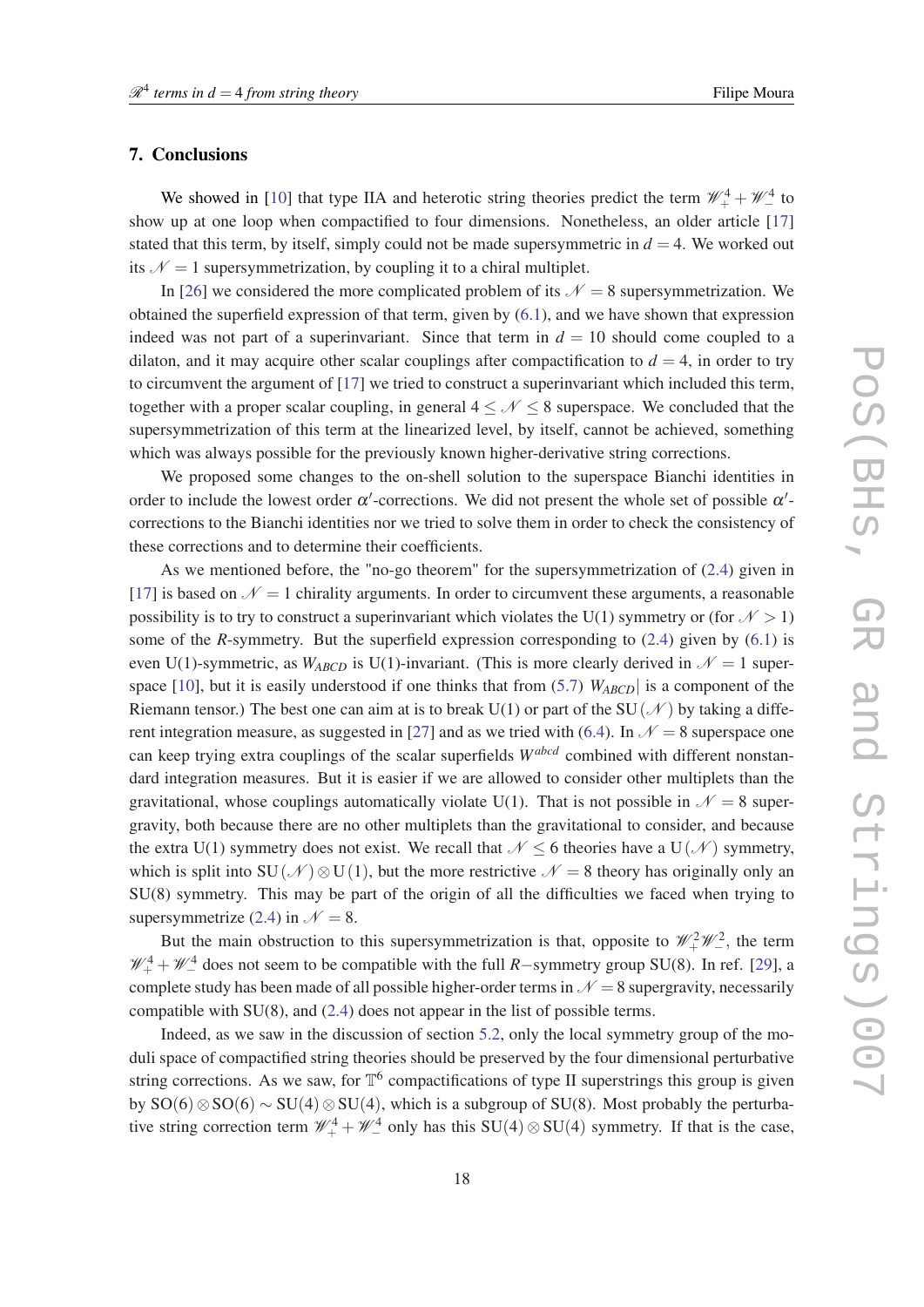## 7. Conclusions

We showed in [10] that type IIA and heterotic string theories predict the term $\mathscr{W}_+^4 + \mathscr{W}_-^4$ to show up at one loop when compactified to four dimensions. Nonetheless, an older article [17] stated that this term, by itself, simply could not be made supersymmetric in $d = 4$. We worked out its $\mathscr{N} = 1$ supersymmetrization, by coupling it to a chiral multiplet.

In [26] we considered the more complicated problem of its $\mathscr{N} = 8$ supersymmetrization. We obtained the superfield expression of that term, given by (6.1), and we have shown that expression indeed was not part of a superinvariant. Since that term in $d = 10$ should come coupled to a dilaton, and it may acquire other scalar couplings after compactification to $d = 4$, in order to try to circumvent the argument of [17] we tried to construct a superinvariant which included this term, together with a proper scalar coupling, in general $4 \leq \mathscr{N} \leq 8$ superspace. We concluded that the supersymmetrization of this term at the linearized level, by itself, cannot be achieved, something which was always possible for the previously known higher-derivative string corrections.

We proposed some changes to the on-shell solution to the superspace Bianchi identities in order to include the lowest order $\alpha'$-corrections. We did not present the whole set of possible $\alpha'$-corrections to the Bianchi identities nor we tried to solve them in order to check the consistency of these corrections and to determine their coefficients.

As we mentioned before, the "no-go theorem" for the supersymmetrization of (2.4) given in [17] is based on $\mathscr{N} = 1$ chirality arguments. In order to circumvent these arguments, a reasonable possibility is to try to construct a superinvariant which violates the U(1) symmetry or (for $\mathscr{N} > 1$) some of the $R$-symmetry. But the superfield expression corresponding to (2.4) given by (6.1) is even U(1)-symmetric, as $W_{ABCD}$ is U(1)-invariant. (This is more clearly derived in $\mathscr{N} = 1$ superspace [10], but it is easily understood if one thinks that from (5.7) $W_{ABCD}|$ is a component of the Riemann tensor.) The best one can aim at is to break U(1) or part of the SU$(\mathscr{N})$ by taking a different integration measure, as suggested in [27] and as we tried with (6.4). In $\mathscr{N} = 8$ superspace one can keep trying extra couplings of the scalar superfields $W^{abcd}$ combined with different nonstandard integration measures. But it is easier if we are allowed to consider other multiplets than the gravitational, whose couplings automatically violate U(1). That is not possible in $\mathscr{N} = 8$ supergravity, both because there are no other multiplets than the gravitational to consider, and because the extra U(1) symmetry does not exist. We recall that $\mathscr{N} \leq 6$ theories have a U$(\mathscr{N})$ symmetry, which is split into SU$(\mathscr{N}) \otimes$ U(1), but the more restrictive $\mathscr{N} = 8$ theory has originally only an SU(8) symmetry. This may be part of the origin of all the difficulties we faced when trying to supersymmetrize (2.4) in $\mathscr{N} = 8$.

But the main obstruction to this supersymmetrization is that, opposite to $\mathscr{W}_+^2 \mathscr{W}_-^2$, the term $\mathscr{W}_+^4 + \mathscr{W}_-^4$ does not seem to be compatible with the full $R-$symmetry group SU(8). In ref. [29], a complete study has been made of all possible higher-order terms in $\mathscr{N} = 8$ supergravity, necessarily compatible with SU(8), and (2.4) does not appear in the list of possible terms.

Indeed, as we saw in the discussion of section 5.2, only the local symmetry group of the moduli space of compactified string theories should be preserved by the four dimensional perturbative string corrections. As we saw, for $\mathbb{T}^6$ compactifications of type II superstrings this group is given by SO(6) $\otimes$ SO(6) $\sim$ SU(4) $\otimes$ SU(4), which is a subgroup of SU(8). Most probably the perturbative string correction term $\mathscr{W}_+^4 + \mathscr{W}_-^4$ only has this SU(4) $\otimes$ SU(4) symmetry. If that is the case,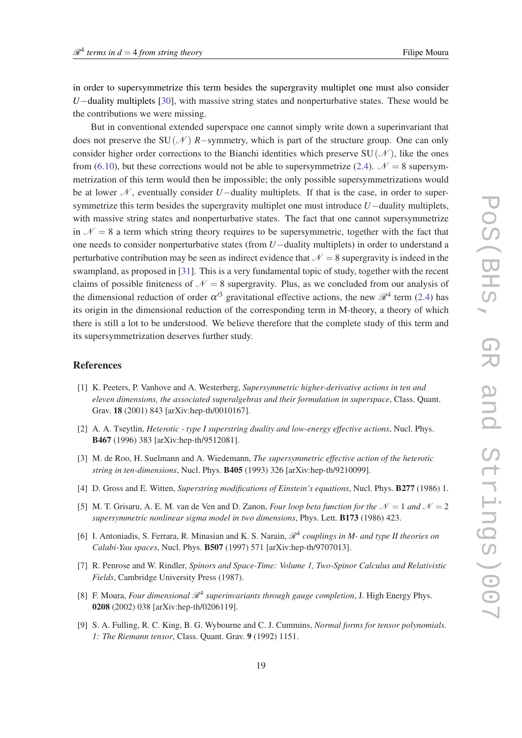in order to supersymmetrize this term besides the supergravity multiplet one must also consider $U-$duality multiplets [30], with massive string states and nonperturbative states. These would be the contributions we were missing.

But in conventional extended superspace one cannot simply write down a superinvariant that does not preserve the SU$(\mathcal{N})$ $R-$symmetry, which is part of the structure group. One can only consider higher order corrections to the Bianchi identities which preserve SU$(\mathcal{N})$, like the ones from (6.10), but these corrections would not be able to supersymmetrize (2.4). $\mathcal{N}=8$ supersymmetrization of this term would then be impossible; the only possible supersymmetrizations would be at lower $\mathcal{N}$, eventually consider $U-$duality multiplets. If that is the case, in order to supersymmetrize this term besides the supergravity multiplet one must introduce $U-$duality multiplets, with massive string states and nonperturbative states. The fact that one cannot supersymmetrize in $\mathcal{N}=8$ a term which string theory requires to be supersymmetric, together with the fact that one needs to consider nonperturbative states (from $U-$duality multiplets) in order to understand a perturbative contribution may be seen as indirect evidence that $\mathcal{N}=8$ supergravity is indeed in the swampland, as proposed in [31]. This is a very fundamental topic of study, together with the recent claims of possible finiteness of $\mathcal{N}=8$ supergravity. Plus, as we concluded from our analysis of the dimensional reduction of order $\alpha'^3$ gravitational effective actions, the new $\mathcal{R}^4$ term (2.4) has its origin in the dimensional reduction of the corresponding term in M-theory, a theory of which there is still a lot to be understood. We believe therefore that the complete study of this term and its supersymmetrization deserves further study.

## References

[1] K. Peeters, P. Vanhove and A. Westerberg, *Supersymmetric higher-derivative actions in ten and eleven dimensions, the associated superalgebras and their formulation in superspace*, Class. Quant. Grav. **18** (2001) 843 [arXiv:hep-th/0010167].

[2] A. A. Tseytlin, *Heterotic - type I superstring duality and low-energy effective actions*, Nucl. Phys. **B467** (1996) 383 [arXiv:hep-th/9512081].

[3] M. de Roo, H. Suelmann and A. Wiedemann, *The supersymmetric effective action of the heterotic string in ten-dimensions*, Nucl. Phys. **B405** (1993) 326 [arXiv:hep-th/9210099].

[4] D. Gross and E. Witten, *Superstring modifications of Einstein's equations*, Nucl. Phys. **B277** (1986) 1.

[5] M. T. Grisaru, A. E. M. van de Ven and D. Zanon, *Four loop beta function for the $\mathcal{N}=1$ and $\mathcal{N}=2$ supersymmetric nonlinear sigma model in two dimensions*, Phys. Lett. **B173** (1986) 423.

[6] I. Antoniadis, S. Ferrara, R. Minasian and K. S. Narain, *$\mathcal{R}^4$ couplings in M- and type II theories on Calabi-Yau spaces*, Nucl. Phys. **B507** (1997) 571 [arXiv:hep-th/9707013].

[7] R. Penrose and W. Rindler, *Spinors and Space-Time: Volume 1, Two-Spinor Calculus and Relativistic Fields*, Cambridge University Press (1987).

[8] F. Moura, *Four dimensional $\mathcal{R}^4$ superinvariants through gauge completion*, J. High Energy Phys. **0208** (2002) 038 [arXiv:hep-th/0206119].

[9] S. A. Fulling, R. C. King, B. G. Wybourne and C. J. Cummins, *Normal forms for tensor polynomials. 1: The Riemann tensor*, Class. Quant. Grav. **9** (1992) 1151.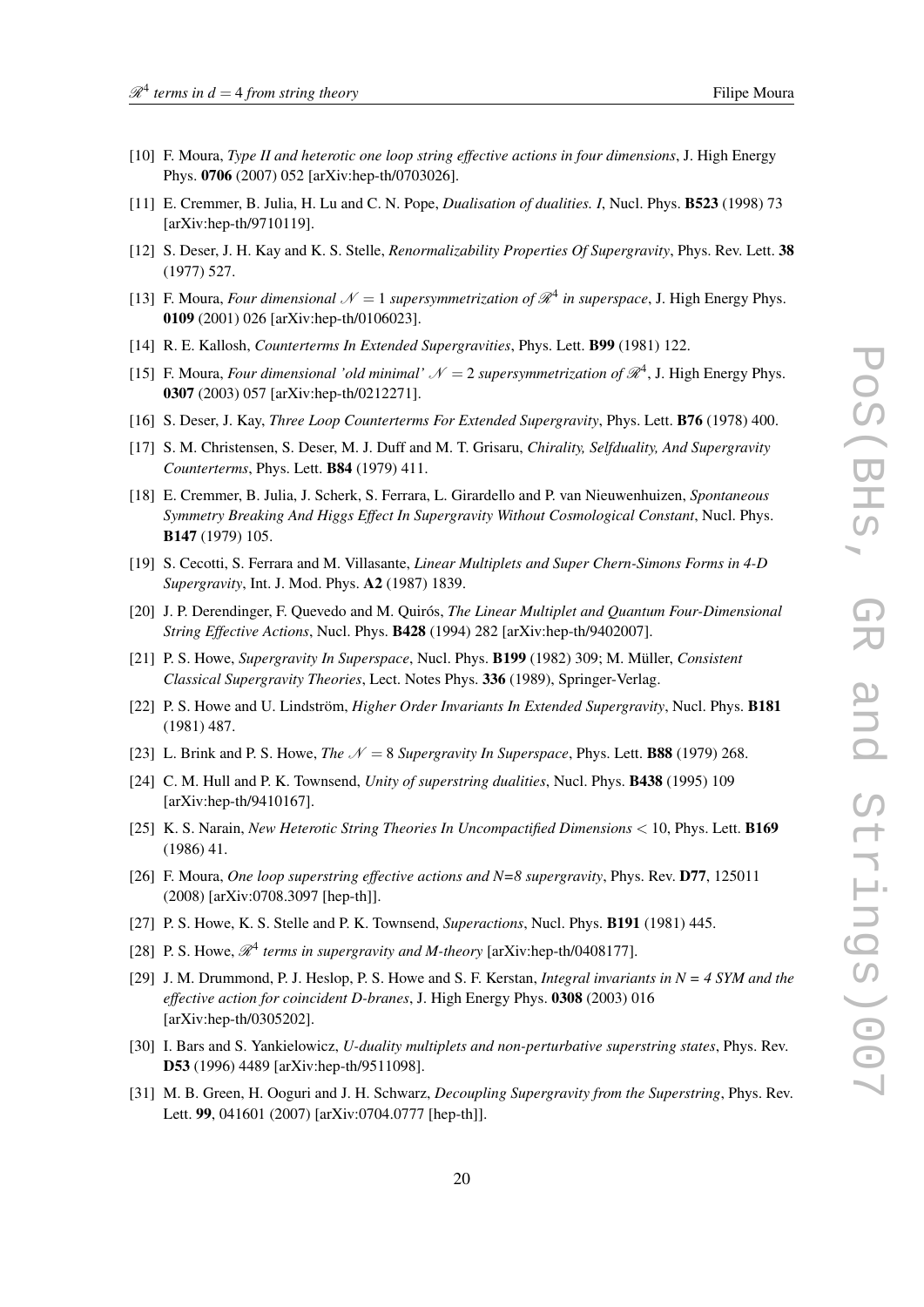[10] F. Moura, *Type II and heterotic one loop string effective actions in four dimensions*, J. High Energy Phys. **0706** (2007) 052 [arXiv:hep-th/0703026].

[11] E. Cremmer, B. Julia, H. Lu and C. N. Pope, *Dualisation of dualities. I*, Nucl. Phys. **B523** (1998) 73 [arXiv:hep-th/9710119].

[12] S. Deser, J. H. Kay and K. S. Stelle, *Renormalizability Properties Of Supergravity*, Phys. Rev. Lett. **38** (1977) 527.

[13] F. Moura, *Four dimensional $\mathcal{N}=1$ supersymmetrization of $\mathscr{R}^4$ in superspace*, J. High Energy Phys. **0109** (2001) 026 [arXiv:hep-th/0106023].

[14] R. E. Kallosh, *Counterterms In Extended Supergravities*, Phys. Lett. **B99** (1981) 122.

[15] F. Moura, *Four dimensional 'old minimal' $\mathcal{N}=2$ supersymmetrization of $\mathscr{R}^4$*, J. High Energy Phys. **0307** (2003) 057 [arXiv:hep-th/0212271].

[16] S. Deser, J. Kay, *Three Loop Counterterms For Extended Supergravity*, Phys. Lett. **B76** (1978) 400.

[17] S. M. Christensen, S. Deser, M. J. Duff and M. T. Grisaru, *Chirality, Selfduality, And Supergravity Counterterms*, Phys. Lett. **B84** (1979) 411.

[18] E. Cremmer, B. Julia, J. Scherk, S. Ferrara, L. Girardello and P. van Nieuwenhuizen, *Spontaneous Symmetry Breaking And Higgs Effect In Supergravity Without Cosmological Constant*, Nucl. Phys. **B147** (1979) 105.

[19] S. Cecotti, S. Ferrara and M. Villasante, *Linear Multiplets and Super Chern-Simons Forms in 4-D Supergravity*, Int. J. Mod. Phys. **A2** (1987) 1839.

[20] J. P. Derendinger, F. Quevedo and M. Quirós, *The Linear Multiplet and Quantum Four-Dimensional String Effective Actions*, Nucl. Phys. **B428** (1994) 282 [arXiv:hep-th/9402007].

[21] P. S. Howe, *Supergravity In Superspace*, Nucl. Phys. **B199** (1982) 309; M. Müller, *Consistent Classical Supergravity Theories*, Lect. Notes Phys. **336** (1989), Springer-Verlag.

[22] P. S. Howe and U. Lindström, *Higher Order Invariants In Extended Supergravity*, Nucl. Phys. **B181** (1981) 487.

[23] L. Brink and P. S. Howe, *The $\mathcal{N}=8$ Supergravity In Superspace*, Phys. Lett. **B88** (1979) 268.

[24] C. M. Hull and P. K. Townsend, *Unity of superstring dualities*, Nucl. Phys. **B438** (1995) 109 [arXiv:hep-th/9410167].

[25] K. S. Narain, *New Heterotic String Theories In Uncompactified Dimensions $< 10$*, Phys. Lett. **B169** (1986) 41.

[26] F. Moura, *One loop superstring effective actions and N=8 supergravity*, Phys. Rev. **D77**, 125011 (2008) [arXiv:0708.3097 [hep-th]].

[27] P. S. Howe, K. S. Stelle and P. K. Townsend, *Superactions*, Nucl. Phys. **B191** (1981) 445.

[28] P. S. Howe, *$\mathscr{R}^4$ terms in supergravity and M-theory* [arXiv:hep-th/0408177].

[29] J. M. Drummond, P. J. Heslop, P. S. Howe and S. F. Kerstan, *Integral invariants in N = 4 SYM and the effective action for coincident D-branes*, J. High Energy Phys. **0308** (2003) 016 [arXiv:hep-th/0305202].

[30] I. Bars and S. Yankielowicz, *U-duality multiplets and non-perturbative superstring states*, Phys. Rev. **D53** (1996) 4489 [arXiv:hep-th/9511098].

[31] M. B. Green, H. Ooguri and J. H. Schwarz, *Decoupling Supergravity from the Superstring*, Phys. Rev. Lett. **99**, 041601 (2007) [arXiv:0704.0777 [hep-th]].